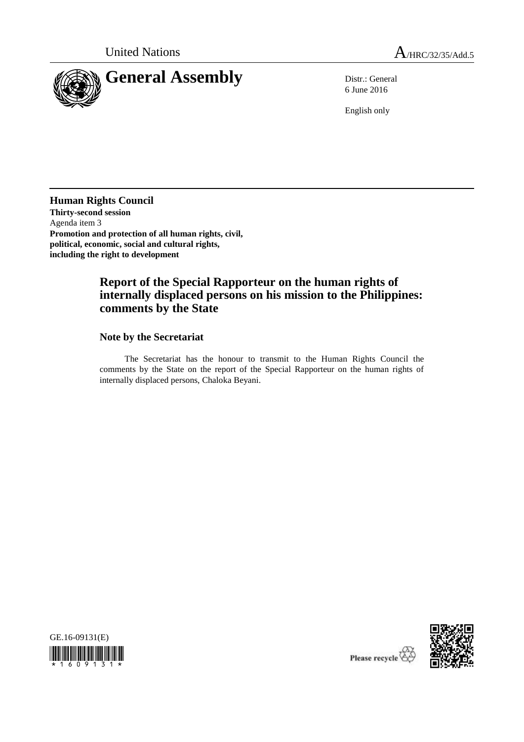United Nations

A/HRC/32/35/Add.5

# General Assembly

Distr.: General
6 June 2016

English only

**Human Rights Council**
**Thirty-second session**
Agenda item 3
**Promotion and protection of all human rights, civil, political, economic, social and cultural rights, including the right to development**

## Report of the Special Rapporteur on the human rights of internally displaced persons on his mission to the Philippines: comments by the State

### Note by the Secretariat

The Secretariat has the honour to transmit to the Human Rights Council the comments by the State on the report of the Special Rapporteur on the human rights of internally displaced persons, Chaloka Beyani.

GE.16-09131(E)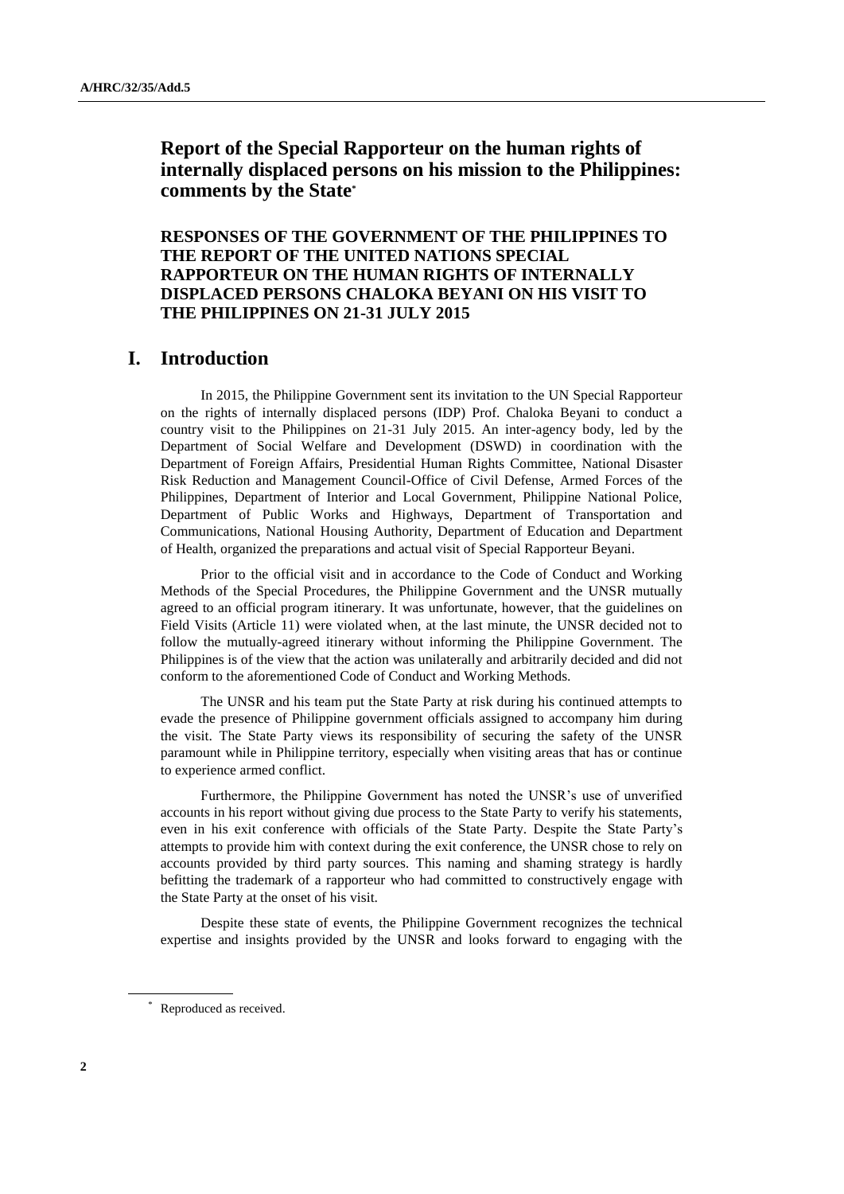# Report of the Special Rapporteur on the human rights of internally displaced persons on his mission to the Philippines: comments by the State*

## RESPONSES OF THE GOVERNMENT OF THE PHILIPPINES TO THE REPORT OF THE UNITED NATIONS SPECIAL RAPPORTEUR ON THE HUMAN RIGHTS OF INTERNALLY DISPLACED PERSONS CHALOKA BEYANI ON HIS VISIT TO THE PHILIPPINES ON 21-31 JULY 2015

## I. Introduction

In 2015, the Philippine Government sent its invitation to the UN Special Rapporteur on the rights of internally displaced persons (IDP) Prof. Chaloka Beyani to conduct a country visit to the Philippines on 21-31 July 2015. An inter-agency body, led by the Department of Social Welfare and Development (DSWD) in coordination with the Department of Foreign Affairs, Presidential Human Rights Committee, National Disaster Risk Reduction and Management Council-Office of Civil Defense, Armed Forces of the Philippines, Department of Interior and Local Government, Philippine National Police, Department of Public Works and Highways, Department of Transportation and Communications, National Housing Authority, Department of Education and Department of Health, organized the preparations and actual visit of Special Rapporteur Beyani.

Prior to the official visit and in accordance to the Code of Conduct and Working Methods of the Special Procedures, the Philippine Government and the UNSR mutually agreed to an official program itinerary. It was unfortunate, however, that the guidelines on Field Visits (Article 11) were violated when, at the last minute, the UNSR decided not to follow the mutually-agreed itinerary without informing the Philippine Government. The Philippines is of the view that the action was unilaterally and arbitrarily decided and did not conform to the aforementioned Code of Conduct and Working Methods.

The UNSR and his team put the State Party at risk during his continued attempts to evade the presence of Philippine government officials assigned to accompany him during the visit. The State Party views its responsibility of securing the safety of the UNSR paramount while in Philippine territory, especially when visiting areas that has or continue to experience armed conflict.

Furthermore, the Philippine Government has noted the UNSR's use of unverified accounts in his report without giving due process to the State Party to verify his statements, even in his exit conference with officials of the State Party. Despite the State Party's attempts to provide him with context during the exit conference, the UNSR chose to rely on accounts provided by third party sources. This naming and shaming strategy is hardly befitting the trademark of a rapporteur who had committed to constructively engage with the State Party at the onset of his visit.

Despite these state of events, the Philippine Government recognizes the technical expertise and insights provided by the UNSR and looks forward to engaging with the

---

* Reproduced as received.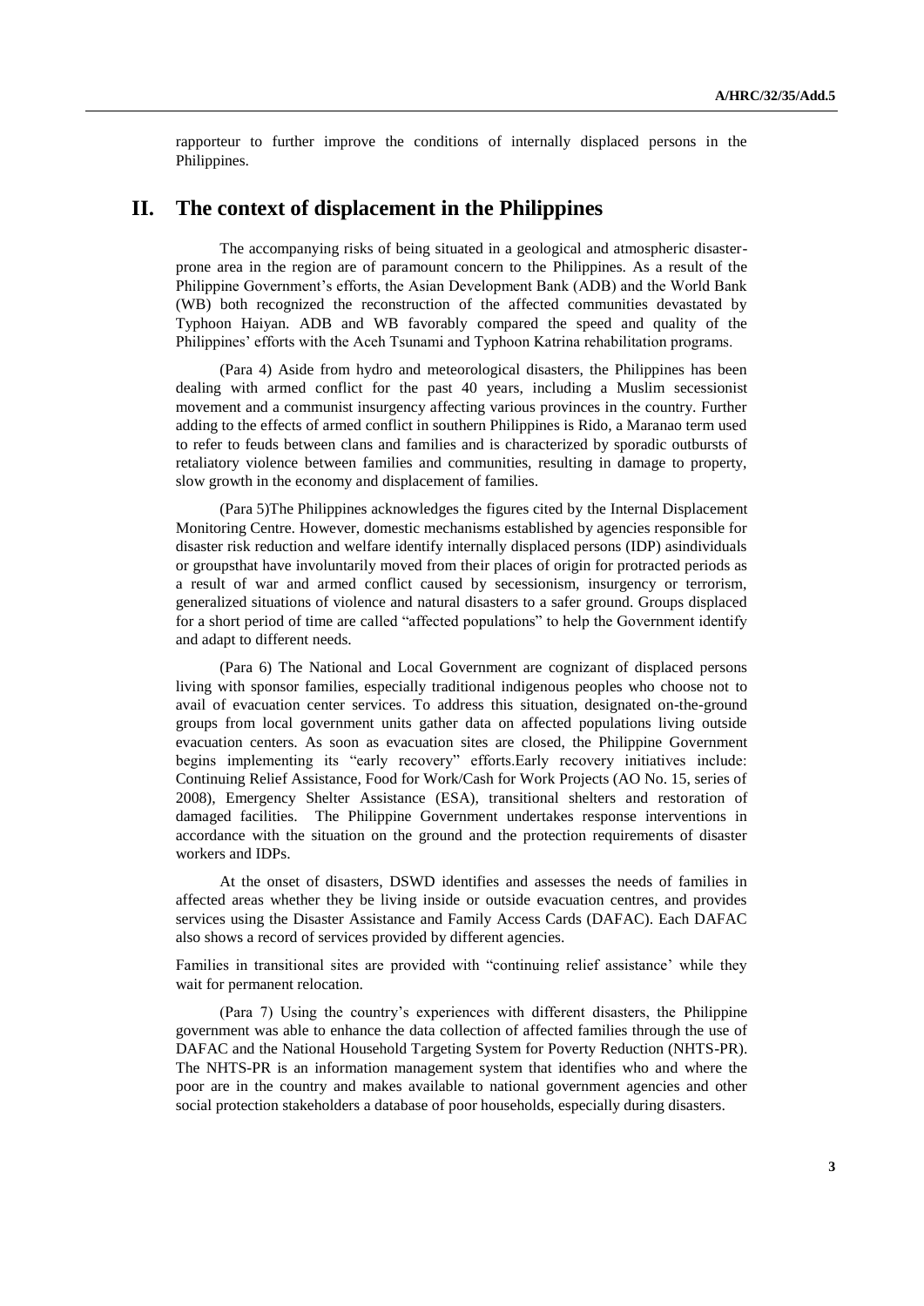rapporteur to further improve the conditions of internally displaced persons in the Philippines.

## II. The context of displacement in the Philippines

The accompanying risks of being situated in a geological and atmospheric disaster-prone area in the region are of paramount concern to the Philippines. As a result of the Philippine Government's efforts, the Asian Development Bank (ADB) and the World Bank (WB) both recognized the reconstruction of the affected communities devastated by Typhoon Haiyan. ADB and WB favorably compared the speed and quality of the Philippines' efforts with the Aceh Tsunami and Typhoon Katrina rehabilitation programs.

(Para 4) Aside from hydro and meteorological disasters, the Philippines has been dealing with armed conflict for the past 40 years, including a Muslim secessionist movement and a communist insurgency affecting various provinces in the country. Further adding to the effects of armed conflict in southern Philippines is Rido, a Maranao term used to refer to feuds between clans and families and is characterized by sporadic outbursts of retaliatory violence between families and communities, resulting in damage to property, slow growth in the economy and displacement of families.

(Para 5)The Philippines acknowledges the figures cited by the Internal Displacement Monitoring Centre. However, domestic mechanisms established by agencies responsible for disaster risk reduction and welfare identify internally displaced persons (IDP) asindividuals or groupsthat have involuntarily moved from their places of origin for protracted periods as a result of war and armed conflict caused by secessionism, insurgency or terrorism, generalized situations of violence and natural disasters to a safer ground. Groups displaced for a short period of time are called "affected populations" to help the Government identify and adapt to different needs.

(Para 6) The National and Local Government are cognizant of displaced persons living with sponsor families, especially traditional indigenous peoples who choose not to avail of evacuation center services. To address this situation, designated on-the-ground groups from local government units gather data on affected populations living outside evacuation centers. As soon as evacuation sites are closed, the Philippine Government begins implementing its "early recovery" efforts.Early recovery initiatives include: Continuing Relief Assistance, Food for Work/Cash for Work Projects (AO No. 15, series of 2008), Emergency Shelter Assistance (ESA), transitional shelters and restoration of damaged facilities. The Philippine Government undertakes response interventions in accordance with the situation on the ground and the protection requirements of disaster workers and IDPs.

At the onset of disasters, DSWD identifies and assesses the needs of families in affected areas whether they be living inside or outside evacuation centres, and provides services using the Disaster Assistance and Family Access Cards (DAFAC). Each DAFAC also shows a record of services provided by different agencies.

Families in transitional sites are provided with "continuing relief assistance' while they wait for permanent relocation.

(Para 7) Using the country's experiences with different disasters, the Philippine government was able to enhance the data collection of affected families through the use of DAFAC and the National Household Targeting System for Poverty Reduction (NHTS-PR). The NHTS-PR is an information management system that identifies who and where the poor are in the country and makes available to national government agencies and other social protection stakeholders a database of poor households, especially during disasters.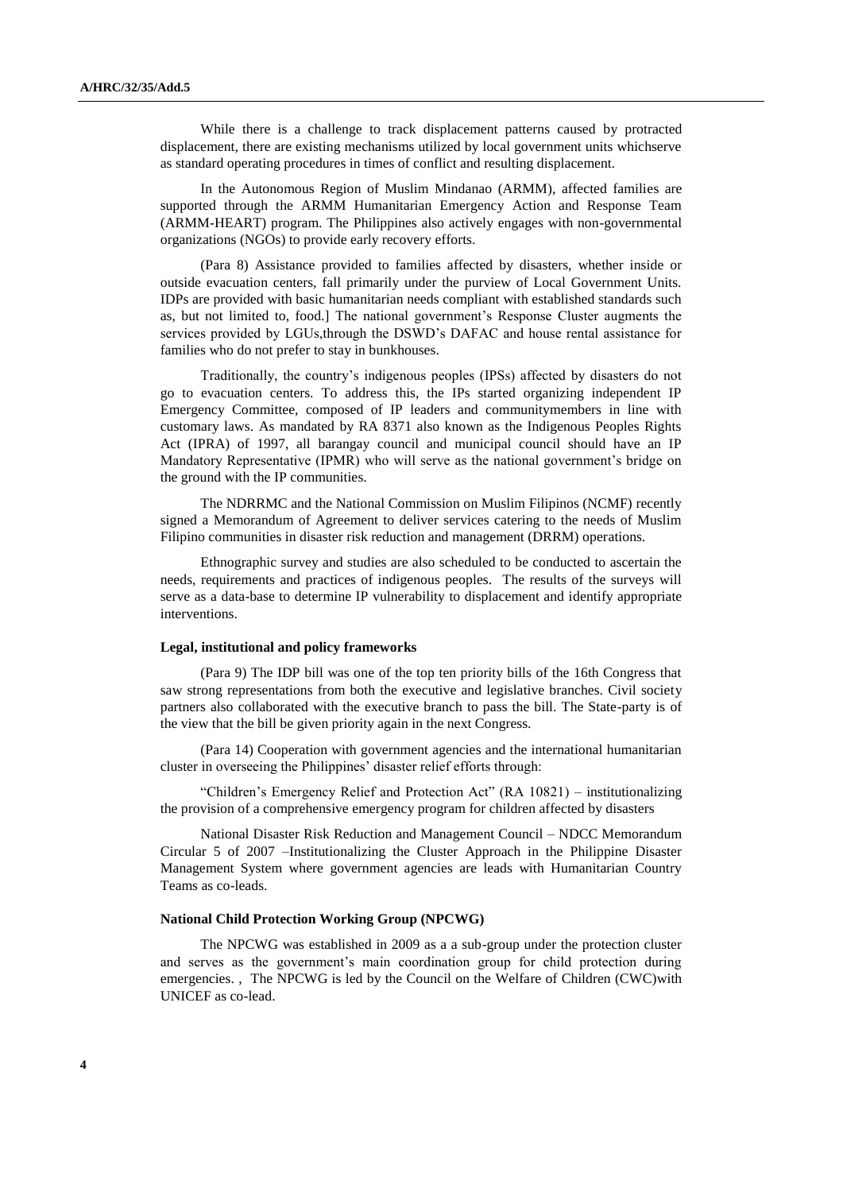While there is a challenge to track displacement patterns caused by protracted displacement, there are existing mechanisms utilized by local government units whichserve as standard operating procedures in times of conflict and resulting displacement.

In the Autonomous Region of Muslim Mindanao (ARMM), affected families are supported through the ARMM Humanitarian Emergency Action and Response Team (ARMM-HEART) program. The Philippines also actively engages with non-governmental organizations (NGOs) to provide early recovery efforts.

(Para 8) Assistance provided to families affected by disasters, whether inside or outside evacuation centers, fall primarily under the purview of Local Government Units. IDPs are provided with basic humanitarian needs compliant with established standards such as, but not limited to, food.] The national government's Response Cluster augments the services provided by LGUs,through the DSWD's DAFAC and house rental assistance for families who do not prefer to stay in bunkhouses.

Traditionally, the country's indigenous peoples (IPSs) affected by disasters do not go to evacuation centers. To address this, the IPs started organizing independent IP Emergency Committee, composed of IP leaders and communitymembers in line with customary laws. As mandated by RA 8371 also known as the Indigenous Peoples Rights Act (IPRA) of 1997, all barangay council and municipal council should have an IP Mandatory Representative (IPMR) who will serve as the national government's bridge on the ground with the IP communities.

The NDRRMC and the National Commission on Muslim Filipinos (NCMF) recently signed a Memorandum of Agreement to deliver services catering to the needs of Muslim Filipino communities in disaster risk reduction and management (DRRM) operations.

Ethnographic survey and studies are also scheduled to be conducted to ascertain the needs, requirements and practices of indigenous peoples. The results of the surveys will serve as a data-base to determine IP vulnerability to displacement and identify appropriate interventions.

### Legal, institutional and policy frameworks

(Para 9) The IDP bill was one of the top ten priority bills of the 16th Congress that saw strong representations from both the executive and legislative branches. Civil society partners also collaborated with the executive branch to pass the bill. The State-party is of the view that the bill be given priority again in the next Congress.

(Para 14) Cooperation with government agencies and the international humanitarian cluster in overseeing the Philippines' disaster relief efforts through:

"Children's Emergency Relief and Protection Act" (RA 10821) – institutionalizing the provision of a comprehensive emergency program for children affected by disasters

National Disaster Risk Reduction and Management Council – NDCC Memorandum Circular 5 of 2007 –Institutionalizing the Cluster Approach in the Philippine Disaster Management System where government agencies are leads with Humanitarian Country Teams as co-leads.

### National Child Protection Working Group (NPCWG)

The NPCWG was established in 2009 as a a sub-group under the protection cluster and serves as the government's main coordination group for child protection during emergencies. , The NPCWG is led by the Council on the Welfare of Children (CWC)with UNICEF as co-lead.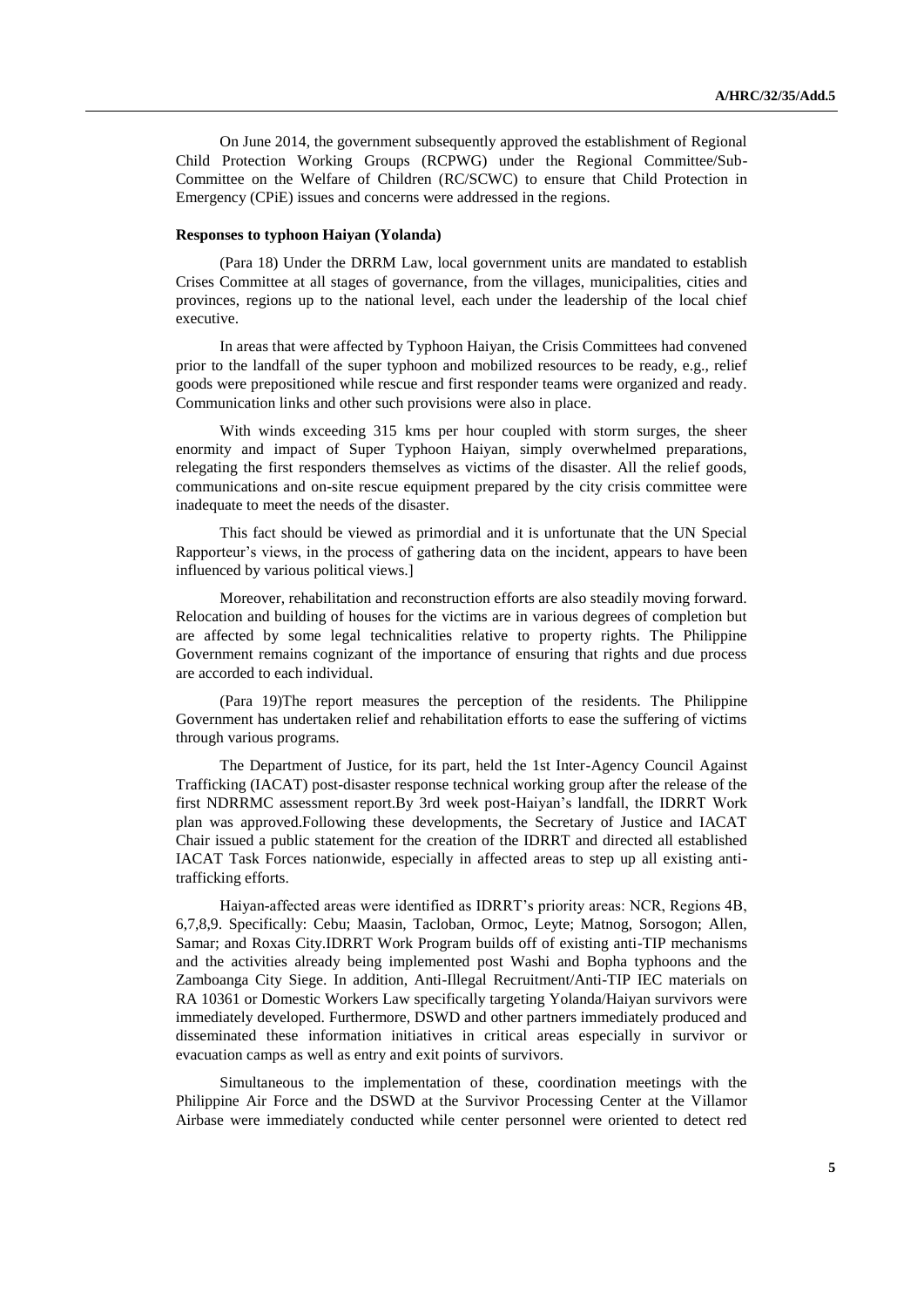On June 2014, the government subsequently approved the establishment of Regional Child Protection Working Groups (RCPWG) under the Regional Committee/Sub-Committee on the Welfare of Children (RC/SCWC) to ensure that Child Protection in Emergency (CPiE) issues and concerns were addressed in the regions.

**Responses to typhoon Haiyan (Yolanda)**

(Para 18) Under the DRRM Law, local government units are mandated to establish Crises Committee at all stages of governance, from the villages, municipalities, cities and provinces, regions up to the national level, each under the leadership of the local chief executive.

In areas that were affected by Typhoon Haiyan, the Crisis Committees had convened prior to the landfall of the super typhoon and mobilized resources to be ready, e.g., relief goods were prepositioned while rescue and first responder teams were organized and ready. Communication links and other such provisions were also in place.

With winds exceeding 315 kms per hour coupled with storm surges, the sheer enormity and impact of Super Typhoon Haiyan, simply overwhelmed preparations, relegating the first responders themselves as victims of the disaster. All the relief goods, communications and on-site rescue equipment prepared by the city crisis committee were inadequate to meet the needs of the disaster.

This fact should be viewed as primordial and it is unfortunate that the UN Special Rapporteur's views, in the process of gathering data on the incident, appears to have been influenced by various political views.]

Moreover, rehabilitation and reconstruction efforts are also steadily moving forward. Relocation and building of houses for the victims are in various degrees of completion but are affected by some legal technicalities relative to property rights. The Philippine Government remains cognizant of the importance of ensuring that rights and due process are accorded to each individual.

(Para 19)The report measures the perception of the residents. The Philippine Government has undertaken relief and rehabilitation efforts to ease the suffering of victims through various programs.

The Department of Justice, for its part, held the 1st Inter-Agency Council Against Trafficking (IACAT) post-disaster response technical working group after the release of the first NDRRMC assessment report.By 3rd week post-Haiyan's landfall, the IDRRT Work plan was approved.Following these developments, the Secretary of Justice and IACAT Chair issued a public statement for the creation of the IDRRT and directed all established IACAT Task Forces nationwide, especially in affected areas to step up all existing anti-trafficking efforts.

Haiyan-affected areas were identified as IDRRT's priority areas: NCR, Regions 4B, 6,7,8,9. Specifically: Cebu; Maasin, Tacloban, Ormoc, Leyte; Matnog, Sorsogon; Allen, Samar; and Roxas City.IDRRT Work Program builds off of existing anti-TIP mechanisms and the activities already being implemented post Washi and Bopha typhoons and the Zamboanga City Siege. In addition, Anti-Illegal Recruitment/Anti-TIP IEC materials on RA 10361 or Domestic Workers Law specifically targeting Yolanda/Haiyan survivors were immediately developed. Furthermore, DSWD and other partners immediately produced and disseminated these information initiatives in critical areas especially in survivor or evacuation camps as well as entry and exit points of survivors.

Simultaneous to the implementation of these, coordination meetings with the Philippine Air Force and the DSWD at the Survivor Processing Center at the Villamor Airbase were immediately conducted while center personnel were oriented to detect red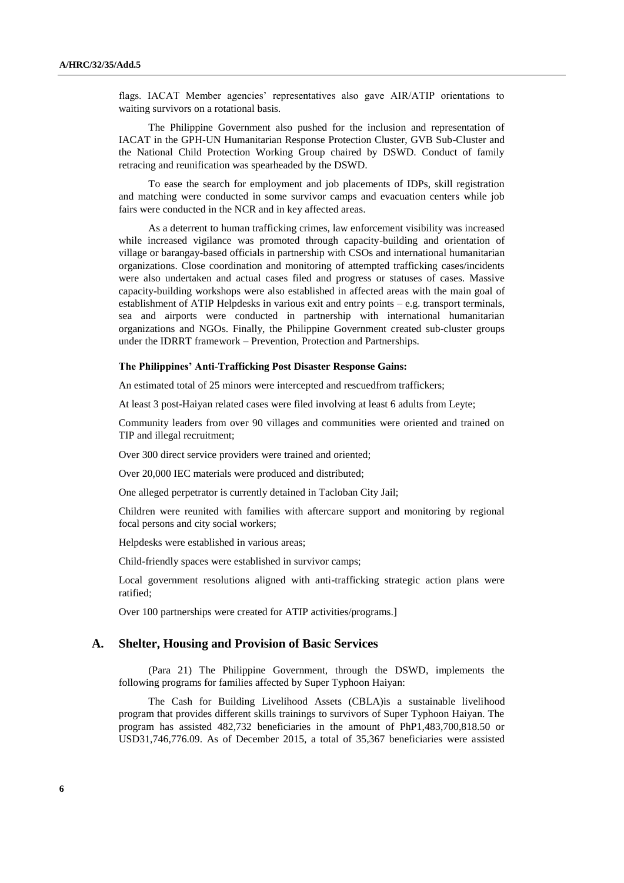flags. IACAT Member agencies' representatives also gave AIR/ATIP orientations to waiting survivors on a rotational basis.

The Philippine Government also pushed for the inclusion and representation of IACAT in the GPH-UN Humanitarian Response Protection Cluster, GVB Sub-Cluster and the National Child Protection Working Group chaired by DSWD. Conduct of family retracing and reunification was spearheaded by the DSWD.

To ease the search for employment and job placements of IDPs, skill registration and matching were conducted in some survivor camps and evacuation centers while job fairs were conducted in the NCR and in key affected areas.

As a deterrent to human trafficking crimes, law enforcement visibility was increased while increased vigilance was promoted through capacity-building and orientation of village or barangay-based officials in partnership with CSOs and international humanitarian organizations. Close coordination and monitoring of attempted trafficking cases/incidents were also undertaken and actual cases filed and progress or statuses of cases. Massive capacity-building workshops were also established in affected areas with the main goal of establishment of ATIP Helpdesks in various exit and entry points – e.g. transport terminals, sea and airports were conducted in partnership with international humanitarian organizations and NGOs. Finally, the Philippine Government created sub-cluster groups under the IDRRT framework – Prevention, Protection and Partnerships.

**The Philippines' Anti-Trafficking Post Disaster Response Gains:**

An estimated total of 25 minors were intercepted and rescuedfrom traffickers;

At least 3 post-Haiyan related cases were filed involving at least 6 adults from Leyte;

Community leaders from over 90 villages and communities were oriented and trained on TIP and illegal recruitment;

Over 300 direct service providers were trained and oriented;

Over 20,000 IEC materials were produced and distributed;

One alleged perpetrator is currently detained in Tacloban City Jail;

Children were reunited with families with aftercare support and monitoring by regional focal persons and city social workers;

Helpdesks were established in various areas;

Child-friendly spaces were established in survivor camps;

Local government resolutions aligned with anti-trafficking strategic action plans were ratified;

Over 100 partnerships were created for ATIP activities/programs.]

## A. Shelter, Housing and Provision of Basic Services

(Para 21) The Philippine Government, through the DSWD, implements the following programs for families affected by Super Typhoon Haiyan:

The Cash for Building Livelihood Assets (CBLA)is a sustainable livelihood program that provides different skills trainings to survivors of Super Typhoon Haiyan. The program has assisted 482,732 beneficiaries in the amount of PhP1,483,700,818.50 or USD31,746,776.09. As of December 2015, a total of 35,367 beneficiaries were assisted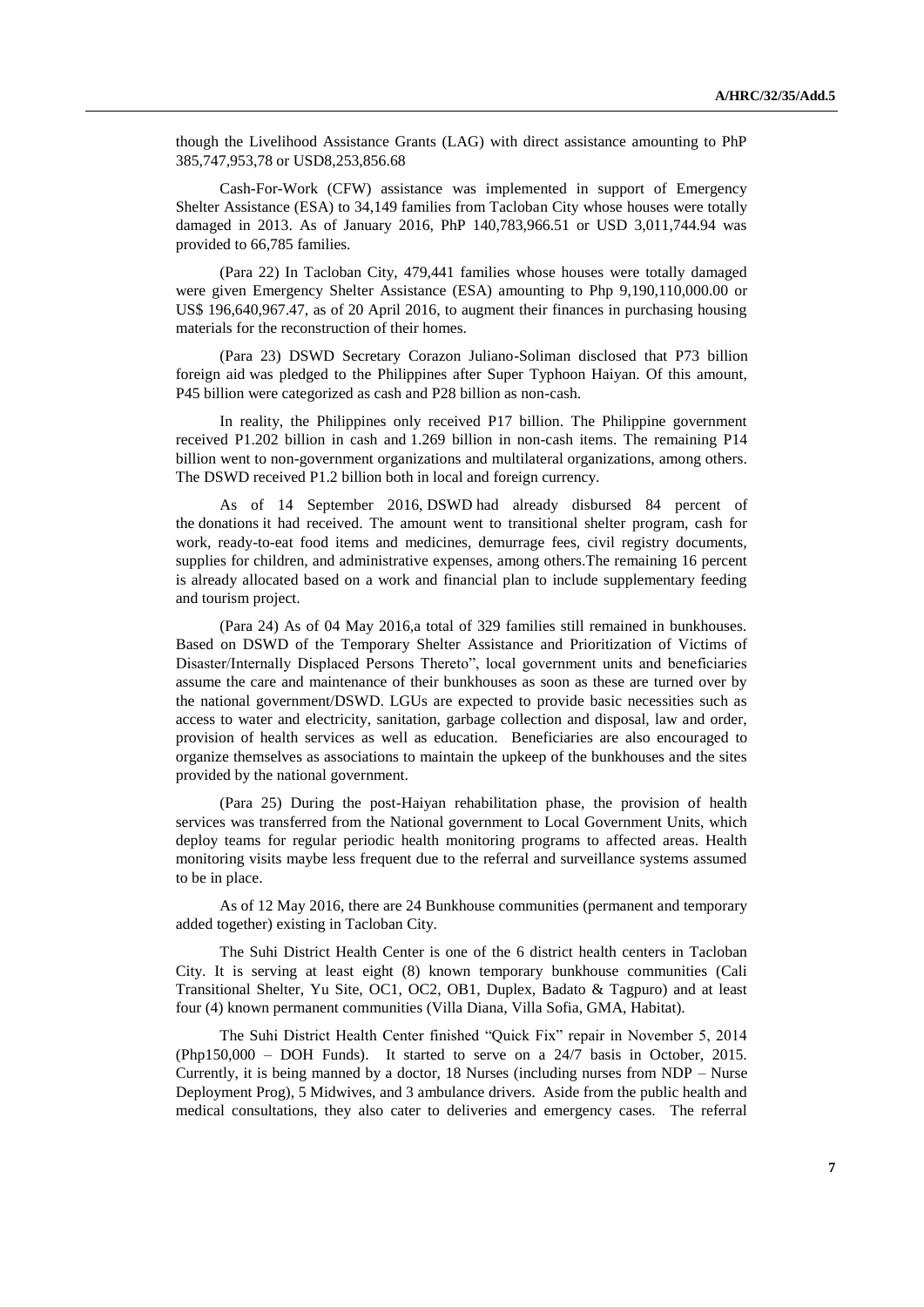though the Livelihood Assistance Grants (LAG) with direct assistance amounting to PhP 385,747,953,78 or USD8,253,856.68

Cash-For-Work (CFW) assistance was implemented in support of Emergency Shelter Assistance (ESA) to 34,149 families from Tacloban City whose houses were totally damaged in 2013. As of January 2016, PhP 140,783,966.51 or USD 3,011,744.94 was provided to 66,785 families.

(Para 22) In Tacloban City, 479,441 families whose houses were totally damaged were given Emergency Shelter Assistance (ESA) amounting to Php 9,190,110,000.00 or US$ 196,640,967.47, as of 20 April 2016, to augment their finances in purchasing housing materials for the reconstruction of their homes.

(Para 23) DSWD Secretary Corazon Juliano-Soliman disclosed that P73 billion foreign aid was pledged to the Philippines after Super Typhoon Haiyan. Of this amount, P45 billion were categorized as cash and P28 billion as non-cash.

In reality, the Philippines only received P17 billion. The Philippine government received P1.202 billion in cash and 1.269 billion in non-cash items. The remaining P14 billion went to non-government organizations and multilateral organizations, among others. The DSWD received P1.2 billion both in local and foreign currency.

As of 14 September 2016, DSWD had already disbursed 84 percent of the donations it had received. The amount went to transitional shelter program, cash for work, ready-to-eat food items and medicines, demurrage fees, civil registry documents, supplies for children, and administrative expenses, among others.The remaining 16 percent is already allocated based on a work and financial plan to include supplementary feeding and tourism project.

(Para 24) As of 04 May 2016,a total of 329 families still remained in bunkhouses. Based on DSWD of the Temporary Shelter Assistance and Prioritization of Victims of Disaster/Internally Displaced Persons Thereto", local government units and beneficiaries assume the care and maintenance of their bunkhouses as soon as these are turned over by the national government/DSWD. LGUs are expected to provide basic necessities such as access to water and electricity, sanitation, garbage collection and disposal, law and order, provision of health services as well as education. Beneficiaries are also encouraged to organize themselves as associations to maintain the upkeep of the bunkhouses and the sites provided by the national government.

(Para 25) During the post-Haiyan rehabilitation phase, the provision of health services was transferred from the National government to Local Government Units, which deploy teams for regular periodic health monitoring programs to affected areas. Health monitoring visits maybe less frequent due to the referral and surveillance systems assumed to be in place.

As of 12 May 2016, there are 24 Bunkhouse communities (permanent and temporary added together) existing in Tacloban City.

The Suhi District Health Center is one of the 6 district health centers in Tacloban City. It is serving at least eight (8) known temporary bunkhouse communities (Cali Transitional Shelter, Yu Site, OC1, OC2, OB1, Duplex, Badato & Tagpuro) and at least four (4) known permanent communities (Villa Diana, Villa Sofia, GMA, Habitat).

The Suhi District Health Center finished "Quick Fix" repair in November 5, 2014 (Php150,000 – DOH Funds). It started to serve on a 24/7 basis in October, 2015. Currently, it is being manned by a doctor, 18 Nurses (including nurses from NDP – Nurse Deployment Prog), 5 Midwives, and 3 ambulance drivers. Aside from the public health and medical consultations, they also cater to deliveries and emergency cases. The referral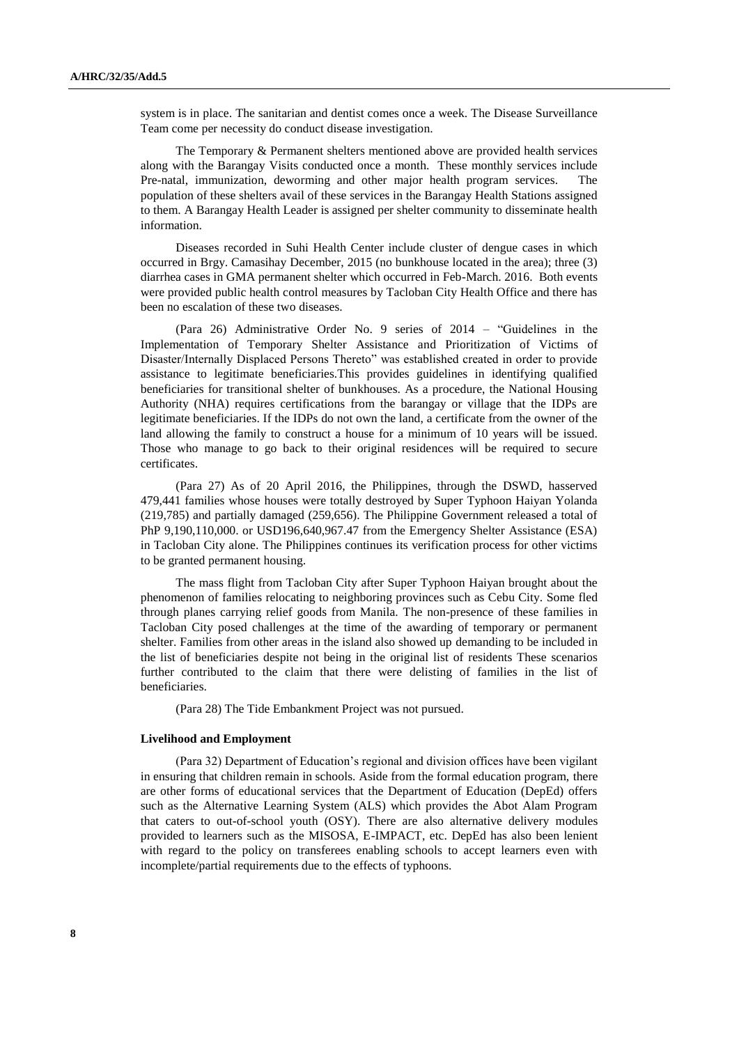system is in place. The sanitarian and dentist comes once a week. The Disease Surveillance Team come per necessity do conduct disease investigation.

The Temporary & Permanent shelters mentioned above are provided health services along with the Barangay Visits conducted once a month. These monthly services include Pre-natal, immunization, deworming and other major health program services. The population of these shelters avail of these services in the Barangay Health Stations assigned to them. A Barangay Health Leader is assigned per shelter community to disseminate health information.

Diseases recorded in Suhi Health Center include cluster of dengue cases in which occurred in Brgy. Camasihay December, 2015 (no bunkhouse located in the area); three (3) diarrhea cases in GMA permanent shelter which occurred in Feb-March. 2016. Both events were provided public health control measures by Tacloban City Health Office and there has been no escalation of these two diseases.

(Para 26) Administrative Order No. 9 series of 2014 – "Guidelines in the Implementation of Temporary Shelter Assistance and Prioritization of Victims of Disaster/Internally Displaced Persons Thereto" was established created in order to provide assistance to legitimate beneficiaries.This provides guidelines in identifying qualified beneficiaries for transitional shelter of bunkhouses. As a procedure, the National Housing Authority (NHA) requires certifications from the barangay or village that the IDPs are legitimate beneficiaries. If the IDPs do not own the land, a certificate from the owner of the land allowing the family to construct a house for a minimum of 10 years will be issued. Those who manage to go back to their original residences will be required to secure certificates.

(Para 27) As of 20 April 2016, the Philippines, through the DSWD, hasserved 479,441 families whose houses were totally destroyed by Super Typhoon Haiyan Yolanda (219,785) and partially damaged (259,656). The Philippine Government released a total of PhP 9,190,110,000. or USD196,640,967.47 from the Emergency Shelter Assistance (ESA) in Tacloban City alone. The Philippines continues its verification process for other victims to be granted permanent housing.

The mass flight from Tacloban City after Super Typhoon Haiyan brought about the phenomenon of families relocating to neighboring provinces such as Cebu City. Some fled through planes carrying relief goods from Manila. The non-presence of these families in Tacloban City posed challenges at the time of the awarding of temporary or permanent shelter. Families from other areas in the island also showed up demanding to be included in the list of beneficiaries despite not being in the original list of residents These scenarios further contributed to the claim that there were delisting of families in the list of beneficiaries.

(Para 28) The Tide Embankment Project was not pursued.

#### Livelihood and Employment

(Para 32) Department of Education's regional and division offices have been vigilant in ensuring that children remain in schools. Aside from the formal education program, there are other forms of educational services that the Department of Education (DepEd) offers such as the Alternative Learning System (ALS) which provides the Abot Alam Program that caters to out-of-school youth (OSY). There are also alternative delivery modules provided to learners such as the MISOSA, E-IMPACT, etc. DepEd has also been lenient with regard to the policy on transferees enabling schools to accept learners even with incomplete/partial requirements due to the effects of typhoons.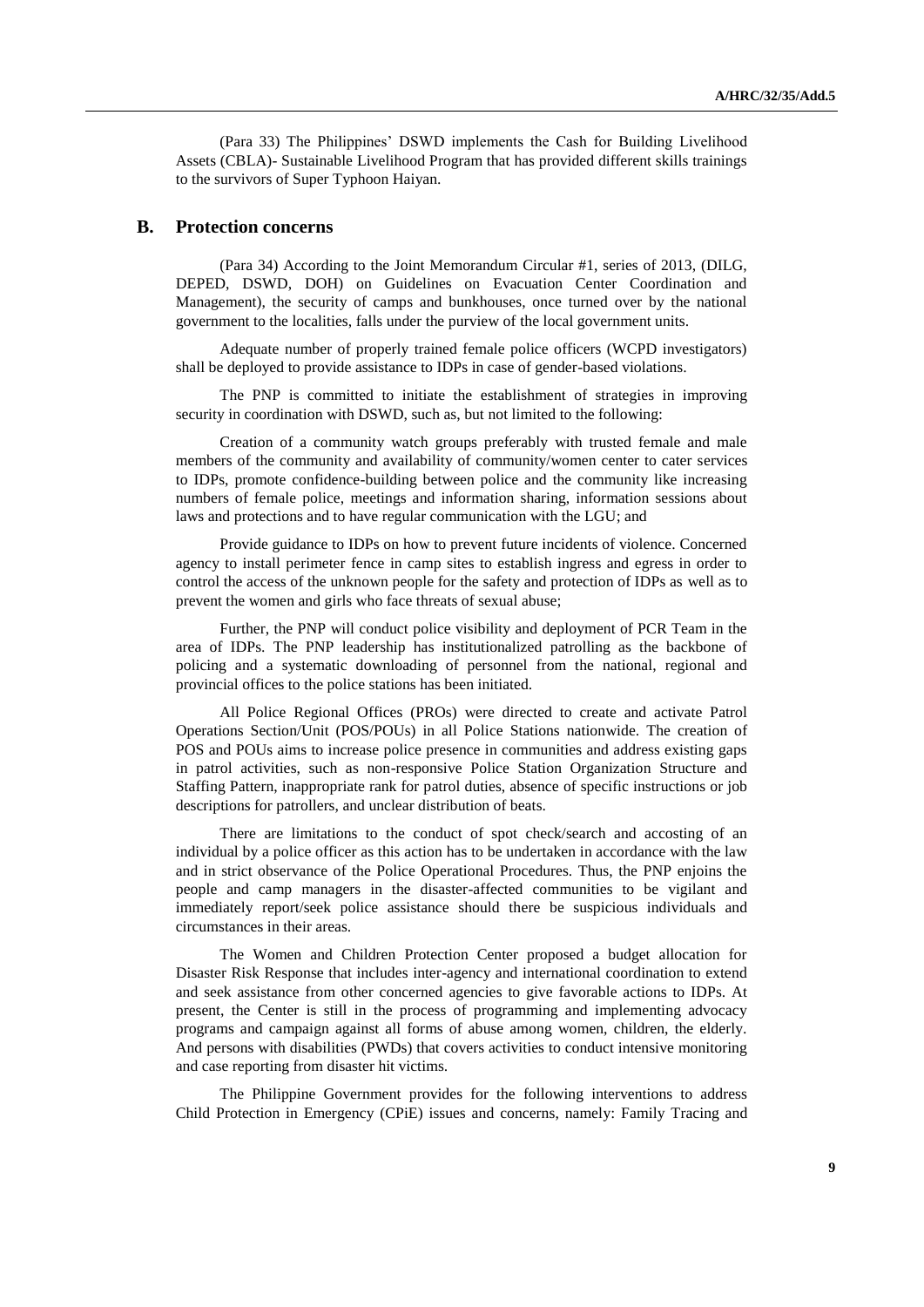(Para 33) The Philippines' DSWD implements the Cash for Building Livelihood Assets (CBLA)- Sustainable Livelihood Program that has provided different skills trainings to the survivors of Super Typhoon Haiyan.

## B. Protection concerns

(Para 34) According to the Joint Memorandum Circular #1, series of 2013, (DILG, DEPED, DSWD, DOH) on Guidelines on Evacuation Center Coordination and Management), the security of camps and bunkhouses, once turned over by the national government to the localities, falls under the purview of the local government units.

Adequate number of properly trained female police officers (WCPD investigators) shall be deployed to provide assistance to IDPs in case of gender-based violations.

The PNP is committed to initiate the establishment of strategies in improving security in coordination with DSWD, such as, but not limited to the following:

Creation of a community watch groups preferably with trusted female and male members of the community and availability of community/women center to cater services to IDPs, promote confidence-building between police and the community like increasing numbers of female police, meetings and information sharing, information sessions about laws and protections and to have regular communication with the LGU; and

Provide guidance to IDPs on how to prevent future incidents of violence. Concerned agency to install perimeter fence in camp sites to establish ingress and egress in order to control the access of the unknown people for the safety and protection of IDPs as well as to prevent the women and girls who face threats of sexual abuse;

Further, the PNP will conduct police visibility and deployment of PCR Team in the area of IDPs. The PNP leadership has institutionalized patrolling as the backbone of policing and a systematic downloading of personnel from the national, regional and provincial offices to the police stations has been initiated.

All Police Regional Offices (PROs) were directed to create and activate Patrol Operations Section/Unit (POS/POUs) in all Police Stations nationwide. The creation of POS and POUs aims to increase police presence in communities and address existing gaps in patrol activities, such as non-responsive Police Station Organization Structure and Staffing Pattern, inappropriate rank for patrol duties, absence of specific instructions or job descriptions for patrollers, and unclear distribution of beats.

There are limitations to the conduct of spot check/search and accosting of an individual by a police officer as this action has to be undertaken in accordance with the law and in strict observance of the Police Operational Procedures. Thus, the PNP enjoins the people and camp managers in the disaster-affected communities to be vigilant and immediately report/seek police assistance should there be suspicious individuals and circumstances in their areas.

The Women and Children Protection Center proposed a budget allocation for Disaster Risk Response that includes inter-agency and international coordination to extend and seek assistance from other concerned agencies to give favorable actions to IDPs. At present, the Center is still in the process of programming and implementing advocacy programs and campaign against all forms of abuse among women, children, the elderly. And persons with disabilities (PWDs) that covers activities to conduct intensive monitoring and case reporting from disaster hit victims.

The Philippine Government provides for the following interventions to address Child Protection in Emergency (CPiE) issues and concerns, namely: Family Tracing and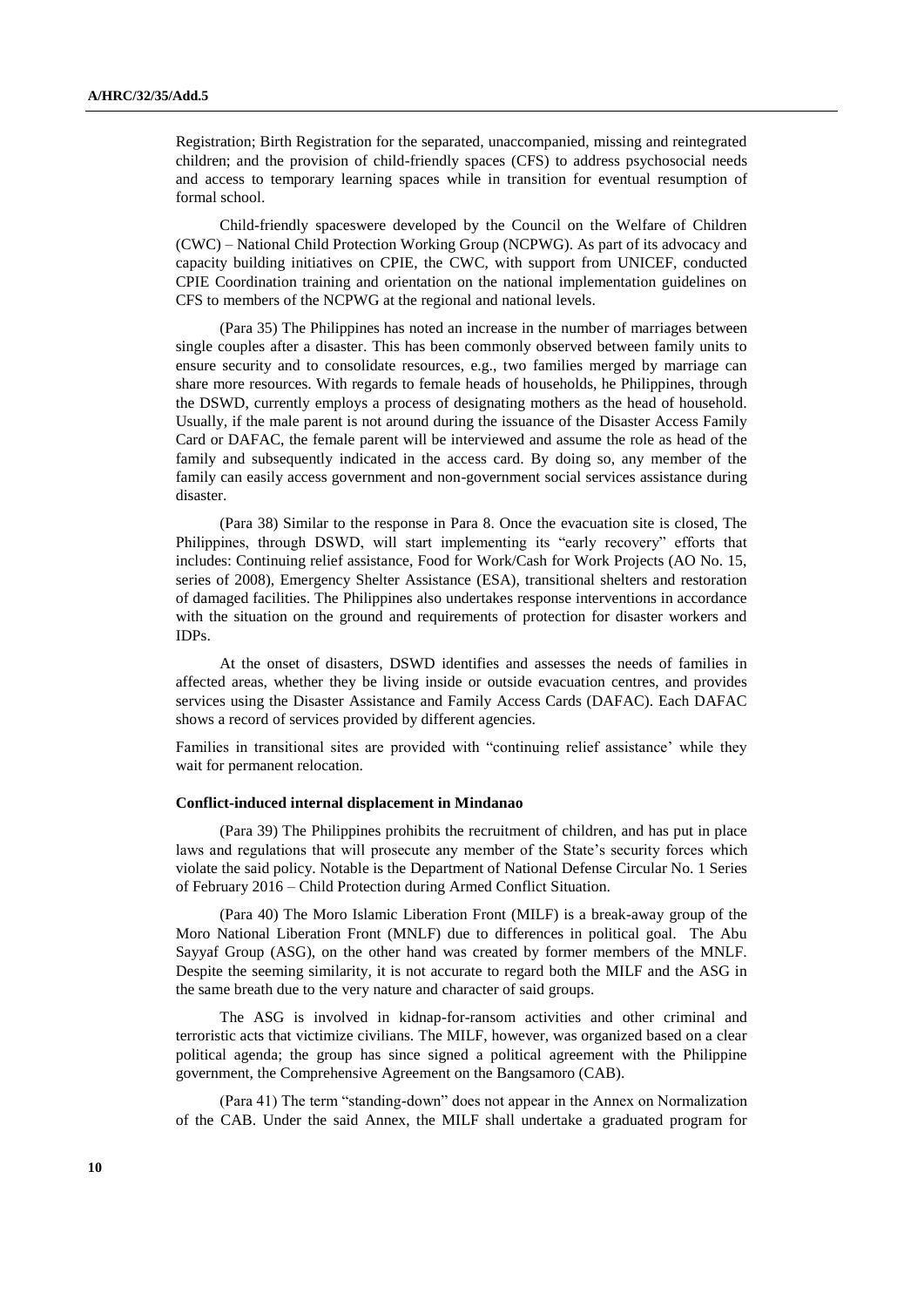Registration; Birth Registration for the separated, unaccompanied, missing and reintegrated children; and the provision of child-friendly spaces (CFS) to address psychosocial needs and access to temporary learning spaces while in transition for eventual resumption of formal school.

Child-friendly spaceswere developed by the Council on the Welfare of Children (CWC) – National Child Protection Working Group (NCPWG). As part of its advocacy and capacity building initiatives on CPIE, the CWC, with support from UNICEF, conducted CPIE Coordination training and orientation on the national implementation guidelines on CFS to members of the NCPWG at the regional and national levels.

(Para 35) The Philippines has noted an increase in the number of marriages between single couples after a disaster. This has been commonly observed between family units to ensure security and to consolidate resources, e.g., two families merged by marriage can share more resources. With regards to female heads of households, he Philippines, through the DSWD, currently employs a process of designating mothers as the head of household. Usually, if the male parent is not around during the issuance of the Disaster Access Family Card or DAFAC, the female parent will be interviewed and assume the role as head of the family and subsequently indicated in the access card. By doing so, any member of the family can easily access government and non-government social services assistance during disaster.

(Para 38) Similar to the response in Para 8. Once the evacuation site is closed, The Philippines, through DSWD, will start implementing its "early recovery" efforts that includes: Continuing relief assistance, Food for Work/Cash for Work Projects (AO No. 15, series of 2008), Emergency Shelter Assistance (ESA), transitional shelters and restoration of damaged facilities. The Philippines also undertakes response interventions in accordance with the situation on the ground and requirements of protection for disaster workers and IDPs.

At the onset of disasters, DSWD identifies and assesses the needs of families in affected areas, whether they be living inside or outside evacuation centres, and provides services using the Disaster Assistance and Family Access Cards (DAFAC). Each DAFAC shows a record of services provided by different agencies.

Families in transitional sites are provided with "continuing relief assistance' while they wait for permanent relocation.

#### Conflict-induced internal displacement in Mindanao

(Para 39) The Philippines prohibits the recruitment of children, and has put in place laws and regulations that will prosecute any member of the State's security forces which violate the said policy. Notable is the Department of National Defense Circular No. 1 Series of February 2016 – Child Protection during Armed Conflict Situation.

(Para 40) The Moro Islamic Liberation Front (MILF) is a break-away group of the Moro National Liberation Front (MNLF) due to differences in political goal. The Abu Sayyaf Group (ASG), on the other hand was created by former members of the MNLF. Despite the seeming similarity, it is not accurate to regard both the MILF and the ASG in the same breath due to the very nature and character of said groups.

The ASG is involved in kidnap-for-ransom activities and other criminal and terroristic acts that victimize civilians. The MILF, however, was organized based on a clear political agenda; the group has since signed a political agreement with the Philippine government, the Comprehensive Agreement on the Bangsamoro (CAB).

(Para 41) The term "standing-down" does not appear in the Annex on Normalization of the CAB. Under the said Annex, the MILF shall undertake a graduated program for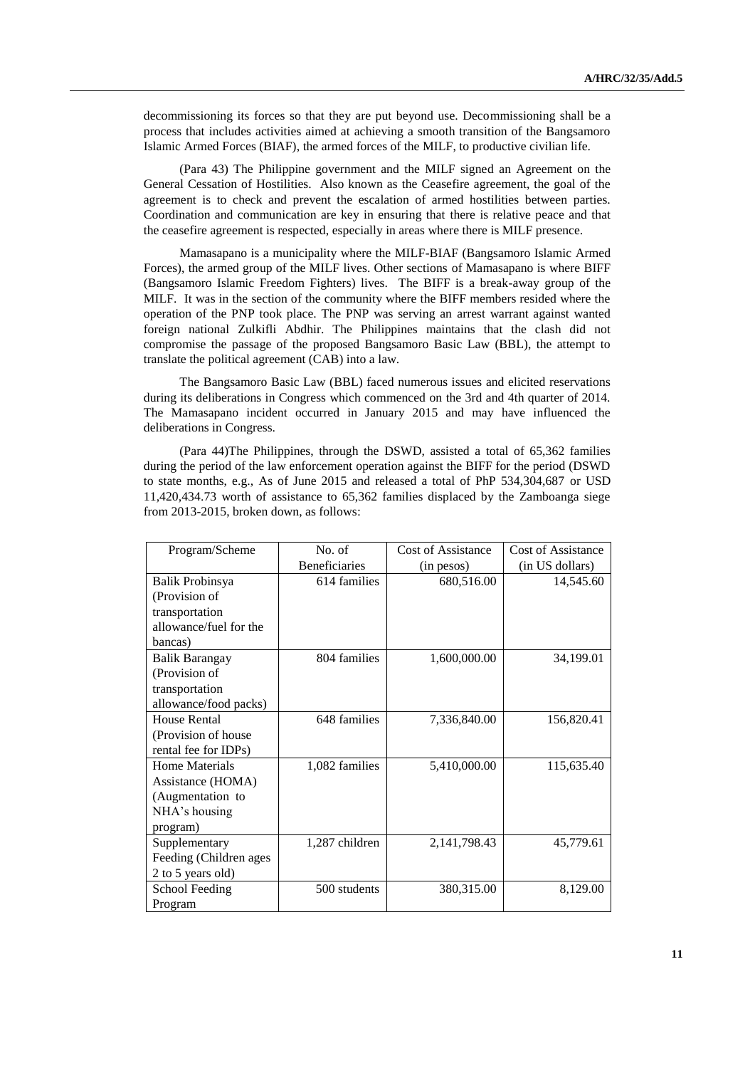decommissioning its forces so that they are put beyond use. Decommissioning shall be a process that includes activities aimed at achieving a smooth transition of the Bangsamoro Islamic Armed Forces (BIAF), the armed forces of the MILF, to productive civilian life.

(Para 43) The Philippine government and the MILF signed an Agreement on the General Cessation of Hostilities. Also known as the Ceasefire agreement, the goal of the agreement is to check and prevent the escalation of armed hostilities between parties. Coordination and communication are key in ensuring that there is relative peace and that the ceasefire agreement is respected, especially in areas where there is MILF presence.

Mamasapano is a municipality where the MILF-BIAF (Bangsamoro Islamic Armed Forces), the armed group of the MILF lives. Other sections of Mamasapano is where BIFF (Bangsamoro Islamic Freedom Fighters) lives. The BIFF is a break-away group of the MILF. It was in the section of the community where the BIFF members resided where the operation of the PNP took place. The PNP was serving an arrest warrant against wanted foreign national Zulkifli Abdhir. The Philippines maintains that the clash did not compromise the passage of the proposed Bangsamoro Basic Law (BBL), the attempt to translate the political agreement (CAB) into a law.

The Bangsamoro Basic Law (BBL) faced numerous issues and elicited reservations during its deliberations in Congress which commenced on the 3rd and 4th quarter of 2014. The Mamasapano incident occurred in January 2015 and may have influenced the deliberations in Congress.

(Para 44)The Philippines, through the DSWD, assisted a total of 65,362 families during the period of the law enforcement operation against the BIFF for the period (DSWD to state months, e.g., As of June 2015 and released a total of PhP 534,304,687 or USD 11,420,434.73 worth of assistance to 65,362 families displaced by the Zamboanga siege from 2013-2015, broken down, as follows:

| Program/Scheme | No. of Beneficiaries | Cost of Assistance (in pesos) | Cost of Assistance (in US dollars) |
|---|---|---|---|
| Balik Probinsya (Provision of transportation allowance/fuel for the bancas) | 614 families | 680,516.00 | 14,545.60 |
| Balik Barangay (Provision of transportation allowance/food packs) | 804 families | 1,600,000.00 | 34,199.01 |
| House Rental (Provision of house rental fee for IDPs) | 648 families | 7,336,840.00 | 156,820.41 |
| Home Materials Assistance (HOMA) (Augmentation to NHA's housing program) | 1,082 families | 5,410,000.00 | 115,635.40 |
| Supplementary Feeding (Children ages 2 to 5 years old) | 1,287 children | 2,141,798.43 | 45,779.61 |
| School Feeding Program | 500 students | 380,315.00 | 8,129.00 |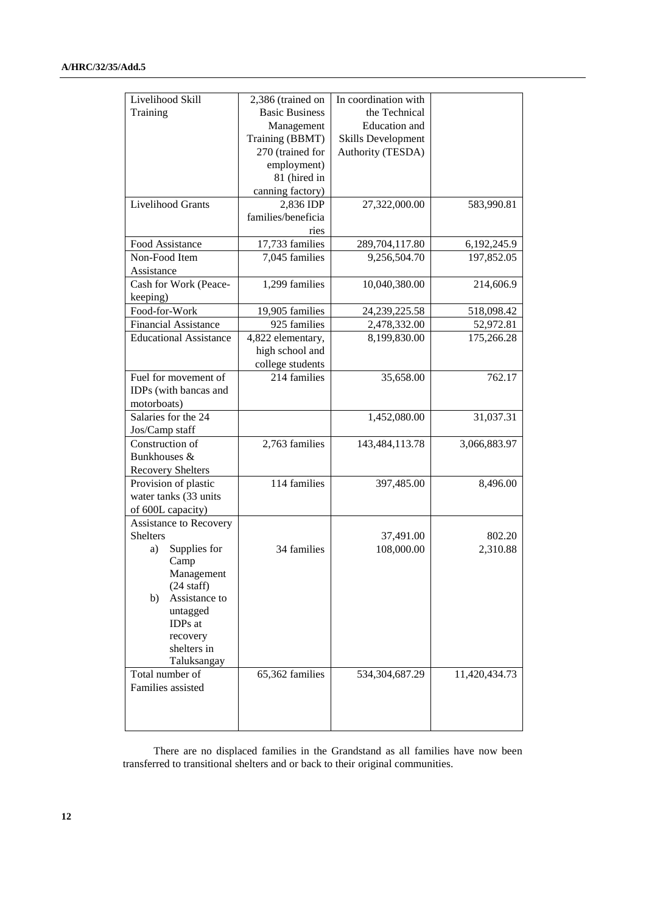| | | | |
|---|---|---|---|
| Livelihood Skill Training | 2,386 (trained on Basic Business Management Training (BBMT) 270 (trained for employment) 81 (hired in canning factory) | In coordination with the Technical Education and Skills Development Authority (TESDA) | |
| Livelihood Grants | 2,836 IDP families/beneficiaries | 27,322,000.00 | 583,990.81 |
| Food Assistance | 17,733 families | 289,704,117.80 | 6,192,245.9 |
| Non-Food Item Assistance | 7,045 families | 9,256,504.70 | 197,852.05 |
| Cash for Work (Peace-keeping) | 1,299 families | 10,040,380.00 | 214,606.9 |
| Food-for-Work | 19,905 families | 24,239,225.58 | 518,098.42 |
| Financial Assistance | 925 families | 2,478,332.00 | 52,972.81 |
| Educational Assistance | 4,822 elementary, high school and college students | 8,199,830.00 | 175,266.28 |
| Fuel for movement of IDPs (with bancas and motorboats) | 214 families | 35,658.00 | 762.17 |
| Salaries for the 24 Jos/Camp staff | | 1,452,080.00 | 31,037.31 |
| Construction of Bunkhouses & Recovery Shelters | 2,763 families | 143,484,113.78 | 3,066,883.97 |
| Provision of plastic water tanks (33 units of 600L capacity) | 114 families | 397,485.00 | 8,496.00 |
| Assistance to Recovery Shelters<br>a) Supplies for Camp Management (24 staff)<br>b) Assistance to untagged IDPs at recovery shelters in Taluksangay | 34 families | 37,491.00<br>108,000.00 | 802.20<br>2,310.88 |
| Total number of Families assisted | 65,362 families | 534,304,687.29 | 11,420,434.73 |

There are no displaced families in the Grandstand as all families have now been transferred to transitional shelters and or back to their original communities.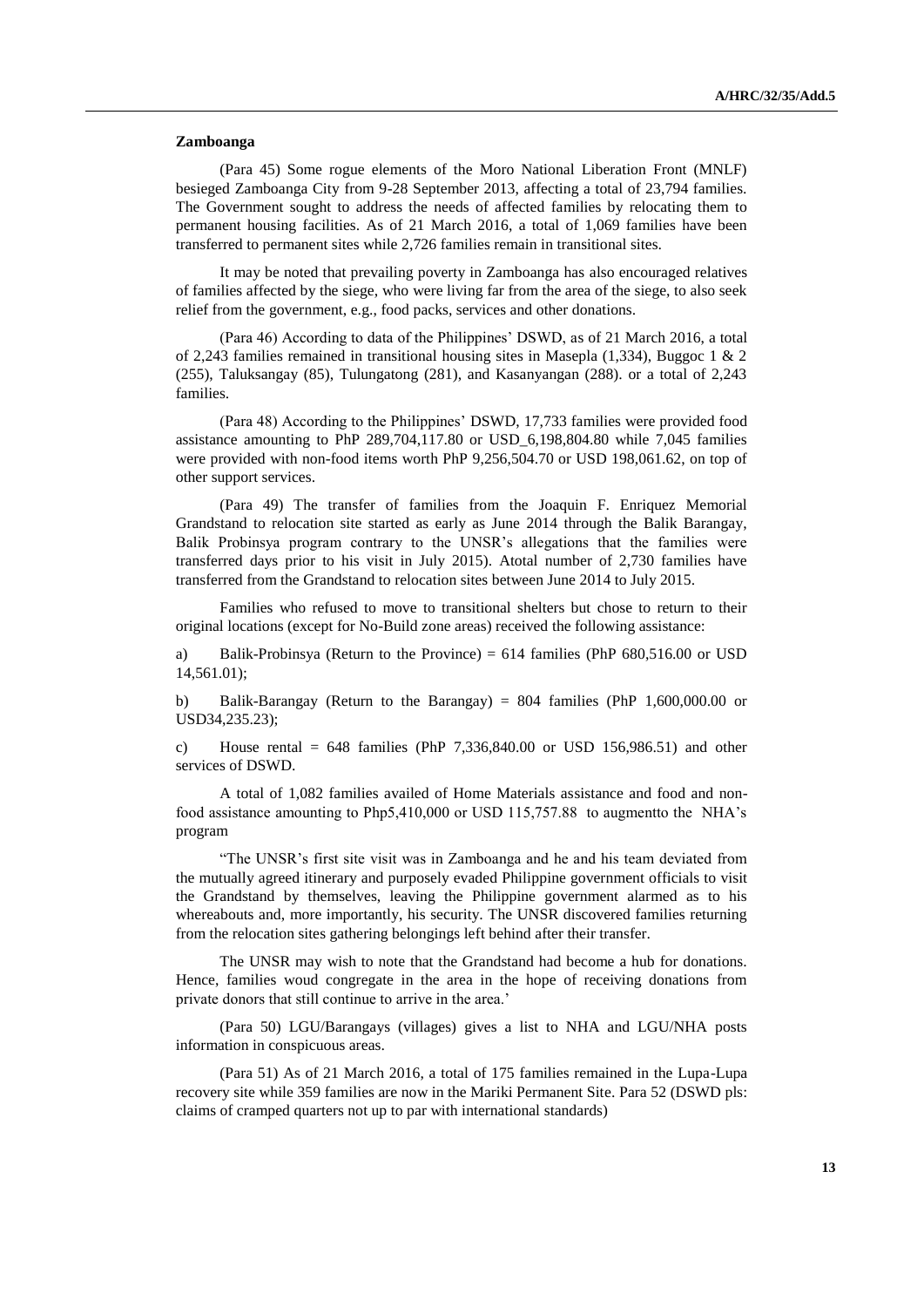**Zamboanga**

(Para 45) Some rogue elements of the Moro National Liberation Front (MNLF) besieged Zamboanga City from 9-28 September 2013, affecting a total of 23,794 families. The Government sought to address the needs of affected families by relocating them to permanent housing facilities. As of 21 March 2016, a total of 1,069 families have been transferred to permanent sites while 2,726 families remain in transitional sites.

It may be noted that prevailing poverty in Zamboanga has also encouraged relatives of families affected by the siege, who were living far from the area of the siege, to also seek relief from the government, e.g., food packs, services and other donations.

(Para 46) According to data of the Philippines' DSWD, as of 21 March 2016, a total of 2,243 families remained in transitional housing sites in Masepla (1,334), Buggoc 1 & 2 (255), Taluksangay (85), Tulungatong (281), and Kasanyangan (288). or a total of 2,243 families.

(Para 48) According to the Philippines' DSWD, 17,733 families were provided food assistance amounting to PhP 289,704,117.80 or USD_6,198,804.80 while 7,045 families were provided with non-food items worth PhP 9,256,504.70 or USD 198,061.62, on top of other support services.

(Para 49) The transfer of families from the Joaquin F. Enriquez Memorial Grandstand to relocation site started as early as June 2014 through the Balik Barangay, Balik Probinsya program contrary to the UNSR's allegations that the families were transferred days prior to his visit in July 2015). Atotal number of 2,730 families have transferred from the Grandstand to relocation sites between June 2014 to July 2015.

Families who refused to move to transitional shelters but chose to return to their original locations (except for No-Build zone areas) received the following assistance:

a) Balik-Probinsya (Return to the Province) = 614 families (PhP 680,516.00 or USD 14,561.01);

b) Balik-Barangay (Return to the Barangay) = 804 families (PhP 1,600,000.00 or USD34,235.23);

c) House rental = 648 families (PhP 7,336,840.00 or USD 156,986.51) and other services of DSWD.

A total of 1,082 families availed of Home Materials assistance and food and non-food assistance amounting to Php5,410,000 or USD 115,757.88 to augmentto the NHA's program

"The UNSR's first site visit was in Zamboanga and he and his team deviated from the mutually agreed itinerary and purposely evaded Philippine government officials to visit the Grandstand by themselves, leaving the Philippine government alarmed as to his whereabouts and, more importantly, his security. The UNSR discovered families returning from the relocation sites gathering belongings left behind after their transfer.

The UNSR may wish to note that the Grandstand had become a hub for donations. Hence, families woud congregate in the area in the hope of receiving donations from private donors that still continue to arrive in the area.'

(Para 50) LGU/Barangays (villages) gives a list to NHA and LGU/NHA posts information in conspicuous areas.

(Para 51) As of 21 March 2016, a total of 175 families remained in the Lupa-Lupa recovery site while 359 families are now in the Mariki Permanent Site. Para 52 (DSWD pls: claims of cramped quarters not up to par with international standards)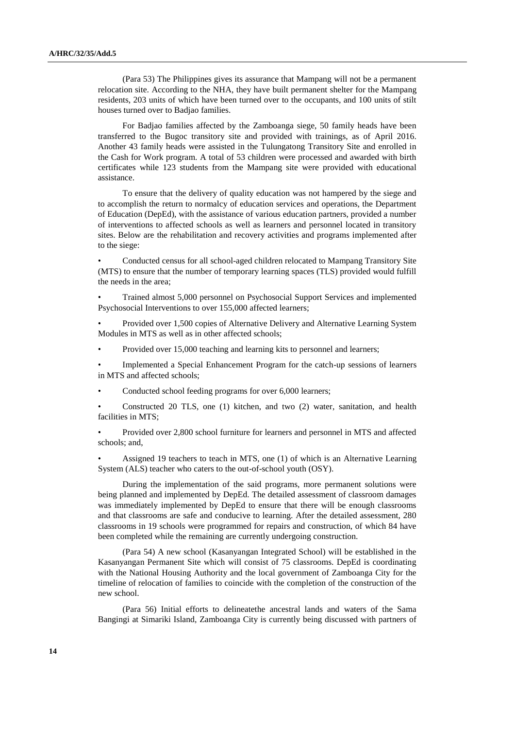(Para 53) The Philippines gives its assurance that Mampang will not be a permanent relocation site. According to the NHA, they have built permanent shelter for the Mampang residents, 203 units of which have been turned over to the occupants, and 100 units of stilt houses turned over to Badjao families.

For Badjao families affected by the Zamboanga siege, 50 family heads have been transferred to the Bugoc transitory site and provided with trainings, as of April 2016. Another 43 family heads were assisted in the Tulungatong Transitory Site and enrolled in the Cash for Work program. A total of 53 children were processed and awarded with birth certificates while 123 students from the Mampang site were provided with educational assistance.

To ensure that the delivery of quality education was not hampered by the siege and to accomplish the return to normalcy of education services and operations, the Department of Education (DepEd), with the assistance of various education partners, provided a number of interventions to affected schools as well as learners and personnel located in transitory sites. Below are the rehabilitation and recovery activities and programs implemented after to the siege:

- Conducted census for all school-aged children relocated to Mampang Transitory Site (MTS) to ensure that the number of temporary learning spaces (TLS) provided would fulfill the needs in the area;
- Trained almost 5,000 personnel on Psychosocial Support Services and implemented Psychosocial Interventions to over 155,000 affected learners;
- Provided over 1,500 copies of Alternative Delivery and Alternative Learning System Modules in MTS as well as in other affected schools;
- Provided over 15,000 teaching and learning kits to personnel and learners;
- Implemented a Special Enhancement Program for the catch-up sessions of learners in MTS and affected schools;
- Conducted school feeding programs for over 6,000 learners;
- Constructed 20 TLS, one (1) kitchen, and two (2) water, sanitation, and health facilities in MTS;
- Provided over 2,800 school furniture for learners and personnel in MTS and affected schools; and,
- Assigned 19 teachers to teach in MTS, one (1) of which is an Alternative Learning System (ALS) teacher who caters to the out-of-school youth (OSY).

During the implementation of the said programs, more permanent solutions were being planned and implemented by DepEd. The detailed assessment of classroom damages was immediately implemented by DepEd to ensure that there will be enough classrooms and that classrooms are safe and conducive to learning. After the detailed assessment, 280 classrooms in 19 schools were programmed for repairs and construction, of which 84 have been completed while the remaining are currently undergoing construction.

(Para 54) A new school (Kasanyangan Integrated School) will be established in the Kasanyangan Permanent Site which will consist of 75 classrooms. DepEd is coordinating with the National Housing Authority and the local government of Zamboanga City for the timeline of relocation of families to coincide with the completion of the construction of the new school.

(Para 56) Initial efforts to delineatethe ancestral lands and waters of the Sama Bangingi at Simariki Island, Zamboanga City is currently being discussed with partners of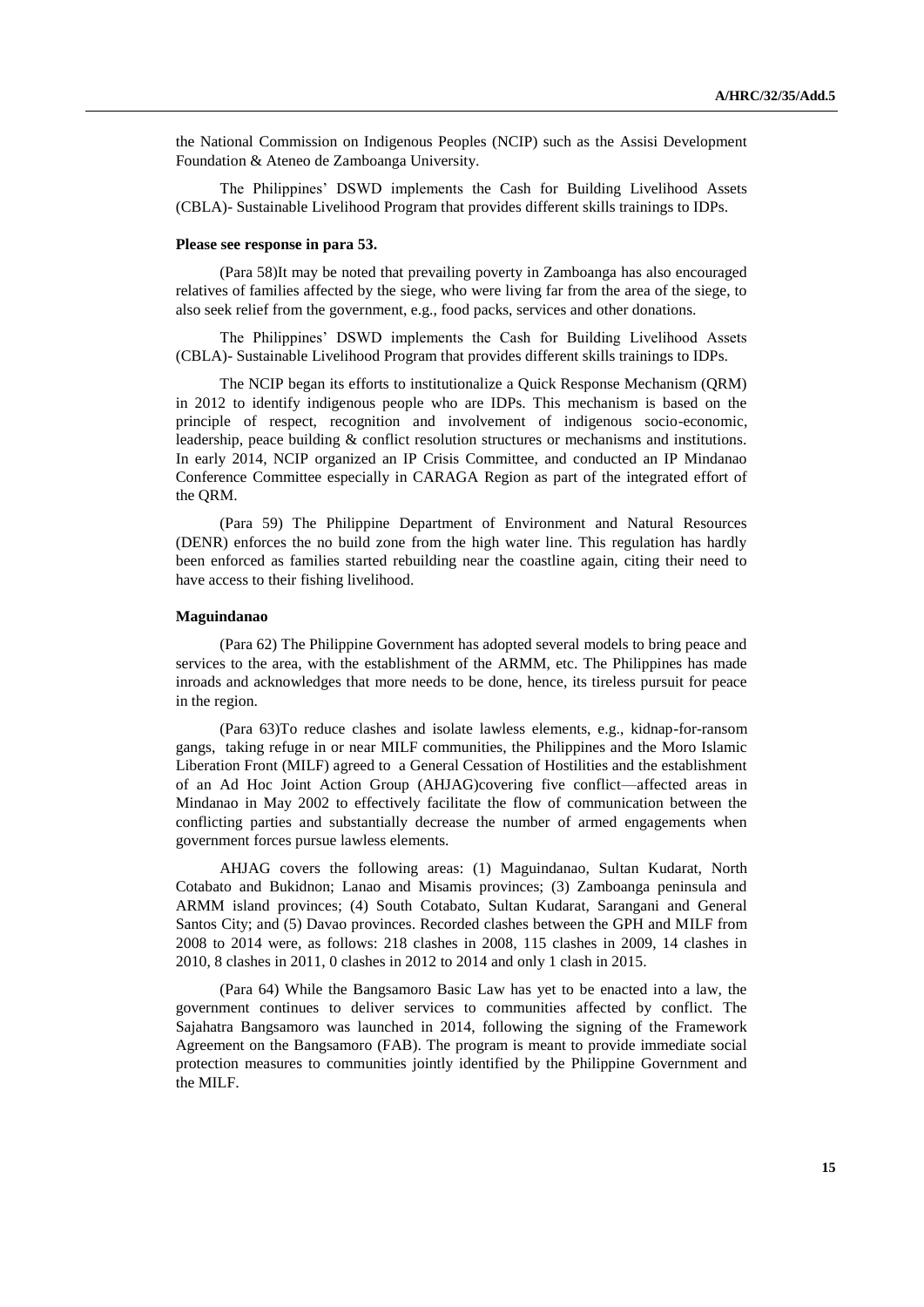the National Commission on Indigenous Peoples (NCIP) such as the Assisi Development Foundation & Ateneo de Zamboanga University.

The Philippines' DSWD implements the Cash for Building Livelihood Assets (CBLA)- Sustainable Livelihood Program that provides different skills trainings to IDPs.

**Please see response in para 53.**

(Para 58)It may be noted that prevailing poverty in Zamboanga has also encouraged relatives of families affected by the siege, who were living far from the area of the siege, to also seek relief from the government, e.g., food packs, services and other donations.

The Philippines' DSWD implements the Cash for Building Livelihood Assets (CBLA)- Sustainable Livelihood Program that provides different skills trainings to IDPs.

The NCIP began its efforts to institutionalize a Quick Response Mechanism (QRM) in 2012 to identify indigenous people who are IDPs. This mechanism is based on the principle of respect, recognition and involvement of indigenous socio-economic, leadership, peace building & conflict resolution structures or mechanisms and institutions. In early 2014, NCIP organized an IP Crisis Committee, and conducted an IP Mindanao Conference Committee especially in CARAGA Region as part of the integrated effort of the QRM.

(Para 59) The Philippine Department of Environment and Natural Resources (DENR) enforces the no build zone from the high water line. This regulation has hardly been enforced as families started rebuilding near the coastline again, citing their need to have access to their fishing livelihood.

**Maguindanao**

(Para 62) The Philippine Government has adopted several models to bring peace and services to the area, with the establishment of the ARMM, etc. The Philippines has made inroads and acknowledges that more needs to be done, hence, its tireless pursuit for peace in the region.

(Para 63)To reduce clashes and isolate lawless elements, e.g., kidnap-for-ransom gangs, taking refuge in or near MILF communities, the Philippines and the Moro Islamic Liberation Front (MILF) agreed to a General Cessation of Hostilities and the establishment of an Ad Hoc Joint Action Group (AHJAG)covering five conflict—affected areas in Mindanao in May 2002 to effectively facilitate the flow of communication between the conflicting parties and substantially decrease the number of armed engagements when government forces pursue lawless elements.

AHJAG covers the following areas: (1) Maguindanao, Sultan Kudarat, North Cotabato and Bukidnon; Lanao and Misamis provinces; (3) Zamboanga peninsula and ARMM island provinces; (4) South Cotabato, Sultan Kudarat, Sarangani and General Santos City; and (5) Davao provinces. Recorded clashes between the GPH and MILF from 2008 to 2014 were, as follows: 218 clashes in 2008, 115 clashes in 2009, 14 clashes in 2010, 8 clashes in 2011, 0 clashes in 2012 to 2014 and only 1 clash in 2015.

(Para 64) While the Bangsamoro Basic Law has yet to be enacted into a law, the government continues to deliver services to communities affected by conflict. The Sajahatra Bangsamoro was launched in 2014, following the signing of the Framework Agreement on the Bangsamoro (FAB). The program is meant to provide immediate social protection measures to communities jointly identified by the Philippine Government and the MILF.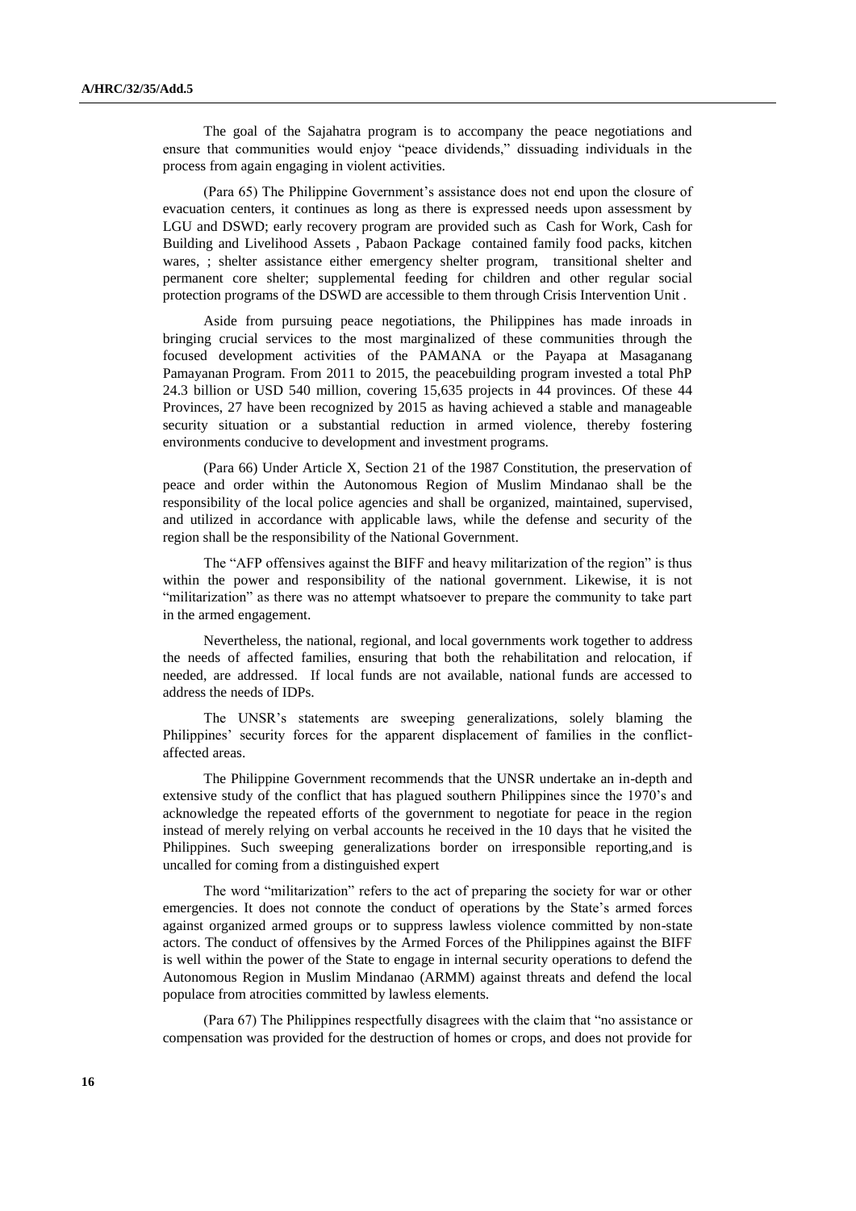The goal of the Sajahatra program is to accompany the peace negotiations and ensure that communities would enjoy "peace dividends," dissuading individuals in the process from again engaging in violent activities.

(Para 65) The Philippine Government's assistance does not end upon the closure of evacuation centers, it continues as long as there is expressed needs upon assessment by LGU and DSWD; early recovery program are provided such as Cash for Work, Cash for Building and Livelihood Assets , Pabaon Package contained family food packs, kitchen wares, ; shelter assistance either emergency shelter program, transitional shelter and permanent core shelter; supplemental feeding for children and other regular social protection programs of the DSWD are accessible to them through Crisis Intervention Unit .

Aside from pursuing peace negotiations, the Philippines has made inroads in bringing crucial services to the most marginalized of these communities through the focused development activities of the PAMANA or the Payapa at Masaganang Pamayanan Program. From 2011 to 2015, the peacebuilding program invested a total PhP 24.3 billion or USD 540 million, covering 15,635 projects in 44 provinces. Of these 44 Provinces, 27 have been recognized by 2015 as having achieved a stable and manageable security situation or a substantial reduction in armed violence, thereby fostering environments conducive to development and investment programs.

(Para 66) Under Article X, Section 21 of the 1987 Constitution, the preservation of peace and order within the Autonomous Region of Muslim Mindanao shall be the responsibility of the local police agencies and shall be organized, maintained, supervised, and utilized in accordance with applicable laws, while the defense and security of the region shall be the responsibility of the National Government.

The "AFP offensives against the BIFF and heavy militarization of the region" is thus within the power and responsibility of the national government. Likewise, it is not "militarization" as there was no attempt whatsoever to prepare the community to take part in the armed engagement.

Nevertheless, the national, regional, and local governments work together to address the needs of affected families, ensuring that both the rehabilitation and relocation, if needed, are addressed. If local funds are not available, national funds are accessed to address the needs of IDPs.

The UNSR's statements are sweeping generalizations, solely blaming the Philippines' security forces for the apparent displacement of families in the conflict-affected areas.

The Philippine Government recommends that the UNSR undertake an in-depth and extensive study of the conflict that has plagued southern Philippines since the 1970's and acknowledge the repeated efforts of the government to negotiate for peace in the region instead of merely relying on verbal accounts he received in the 10 days that he visited the Philippines. Such sweeping generalizations border on irresponsible reporting,and is uncalled for coming from a distinguished expert

The word "militarization" refers to the act of preparing the society for war or other emergencies. It does not connote the conduct of operations by the State's armed forces against organized armed groups or to suppress lawless violence committed by non-state actors. The conduct of offensives by the Armed Forces of the Philippines against the BIFF is well within the power of the State to engage in internal security operations to defend the Autonomous Region in Muslim Mindanao (ARMM) against threats and defend the local populace from atrocities committed by lawless elements.

(Para 67) The Philippines respectfully disagrees with the claim that "no assistance or compensation was provided for the destruction of homes or crops, and does not provide for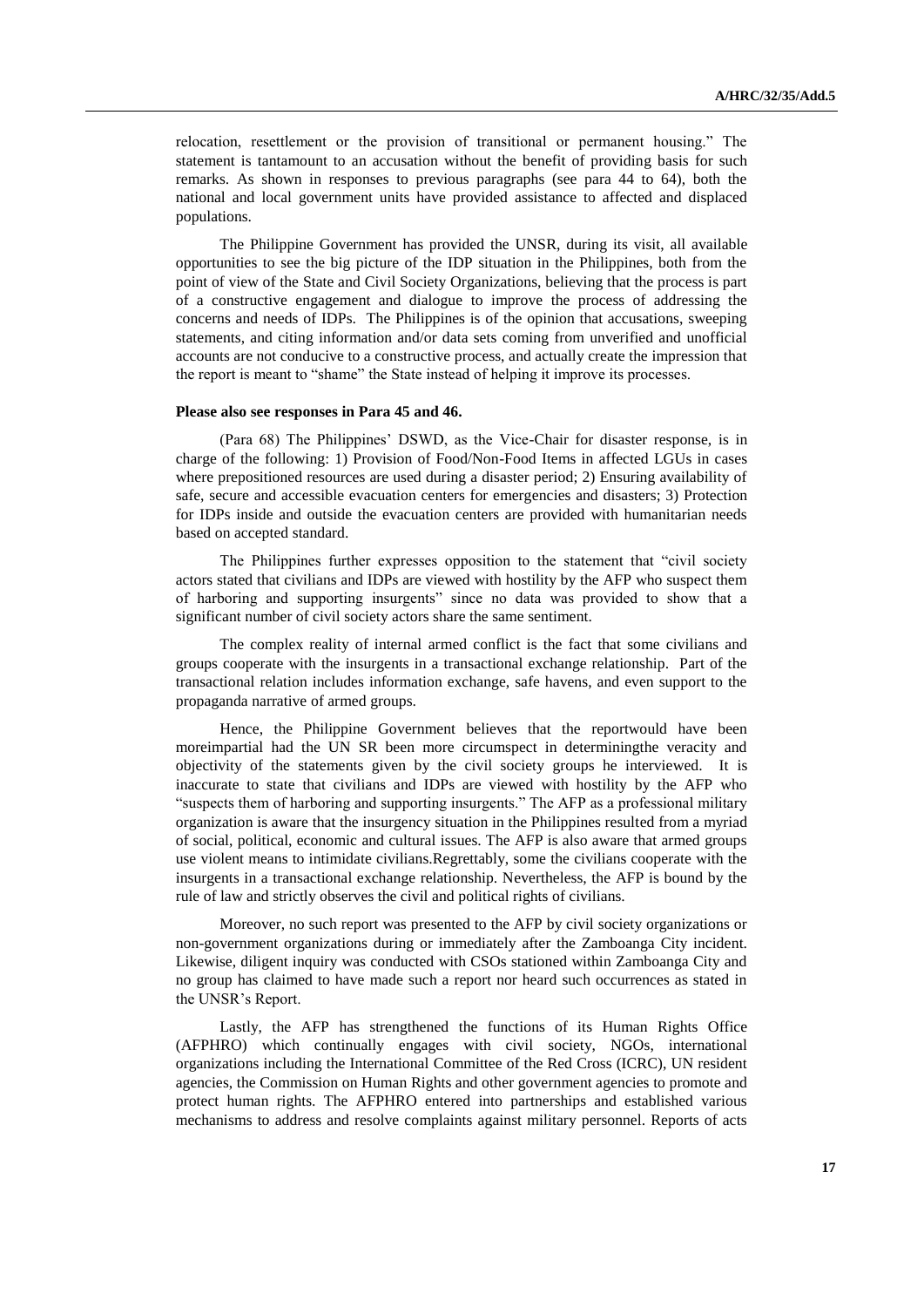relocation, resettlement or the provision of transitional or permanent housing." The statement is tantamount to an accusation without the benefit of providing basis for such remarks. As shown in responses to previous paragraphs (see para 44 to 64), both the national and local government units have provided assistance to affected and displaced populations.

The Philippine Government has provided the UNSR, during its visit, all available opportunities to see the big picture of the IDP situation in the Philippines, both from the point of view of the State and Civil Society Organizations, believing that the process is part of a constructive engagement and dialogue to improve the process of addressing the concerns and needs of IDPs. The Philippines is of the opinion that accusations, sweeping statements, and citing information and/or data sets coming from unverified and unofficial accounts are not conducive to a constructive process, and actually create the impression that the report is meant to "shame" the State instead of helping it improve its processes.

**Please also see responses in Para 45 and 46.**

(Para 68) The Philippines' DSWD, as the Vice-Chair for disaster response, is in charge of the following: 1) Provision of Food/Non-Food Items in affected LGUs in cases where prepositioned resources are used during a disaster period; 2) Ensuring availability of safe, secure and accessible evacuation centers for emergencies and disasters; 3) Protection for IDPs inside and outside the evacuation centers are provided with humanitarian needs based on accepted standard.

The Philippines further expresses opposition to the statement that "civil society actors stated that civilians and IDPs are viewed with hostility by the AFP who suspect them of harboring and supporting insurgents" since no data was provided to show that a significant number of civil society actors share the same sentiment.

The complex reality of internal armed conflict is the fact that some civilians and groups cooperate with the insurgents in a transactional exchange relationship. Part of the transactional relation includes information exchange, safe havens, and even support to the propaganda narrative of armed groups.

Hence, the Philippine Government believes that the reportwould have been moreimpartial had the UN SR been more circumspect in determiningthe veracity and objectivity of the statements given by the civil society groups he interviewed. It is inaccurate to state that civilians and IDPs are viewed with hostility by the AFP who "suspects them of harboring and supporting insurgents." The AFP as a professional military organization is aware that the insurgency situation in the Philippines resulted from a myriad of social, political, economic and cultural issues. The AFP is also aware that armed groups use violent means to intimidate civilians.Regrettably, some the civilians cooperate with the insurgents in a transactional exchange relationship. Nevertheless, the AFP is bound by the rule of law and strictly observes the civil and political rights of civilians.

Moreover, no such report was presented to the AFP by civil society organizations or non-government organizations during or immediately after the Zamboanga City incident. Likewise, diligent inquiry was conducted with CSOs stationed within Zamboanga City and no group has claimed to have made such a report nor heard such occurrences as stated in the UNSR's Report.

Lastly, the AFP has strengthened the functions of its Human Rights Office (AFPHRO) which continually engages with civil society, NGOs, international organizations including the International Committee of the Red Cross (ICRC), UN resident agencies, the Commission on Human Rights and other government agencies to promote and protect human rights. The AFPHRO entered into partnerships and established various mechanisms to address and resolve complaints against military personnel. Reports of acts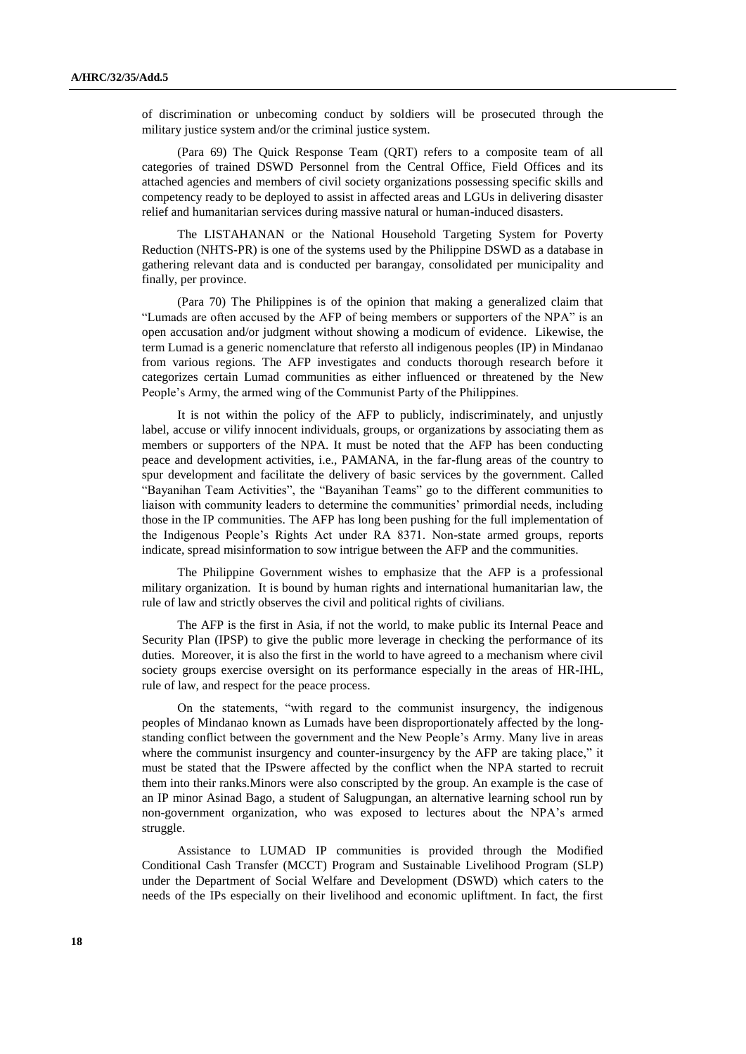of discrimination or unbecoming conduct by soldiers will be prosecuted through the military justice system and/or the criminal justice system.

(Para 69) The Quick Response Team (QRT) refers to a composite team of all categories of trained DSWD Personnel from the Central Office, Field Offices and its attached agencies and members of civil society organizations possessing specific skills and competency ready to be deployed to assist in affected areas and LGUs in delivering disaster relief and humanitarian services during massive natural or human-induced disasters.

The LISTAHANAN or the National Household Targeting System for Poverty Reduction (NHTS-PR) is one of the systems used by the Philippine DSWD as a database in gathering relevant data and is conducted per barangay, consolidated per municipality and finally, per province.

(Para 70) The Philippines is of the opinion that making a generalized claim that "Lumads are often accused by the AFP of being members or supporters of the NPA" is an open accusation and/or judgment without showing a modicum of evidence. Likewise, the term Lumad is a generic nomenclature that refersto all indigenous peoples (IP) in Mindanao from various regions. The AFP investigates and conducts thorough research before it categorizes certain Lumad communities as either influenced or threatened by the New People's Army, the armed wing of the Communist Party of the Philippines.

It is not within the policy of the AFP to publicly, indiscriminately, and unjustly label, accuse or vilify innocent individuals, groups, or organizations by associating them as members or supporters of the NPA. It must be noted that the AFP has been conducting peace and development activities, i.e., PAMANA, in the far-flung areas of the country to spur development and facilitate the delivery of basic services by the government. Called "Bayanihan Team Activities", the "Bayanihan Teams" go to the different communities to liaison with community leaders to determine the communities' primordial needs, including those in the IP communities. The AFP has long been pushing for the full implementation of the Indigenous People's Rights Act under RA 8371. Non-state armed groups, reports indicate, spread misinformation to sow intrigue between the AFP and the communities.

The Philippine Government wishes to emphasize that the AFP is a professional military organization. It is bound by human rights and international humanitarian law, the rule of law and strictly observes the civil and political rights of civilians.

The AFP is the first in Asia, if not the world, to make public its Internal Peace and Security Plan (IPSP) to give the public more leverage in checking the performance of its duties. Moreover, it is also the first in the world to have agreed to a mechanism where civil society groups exercise oversight on its performance especially in the areas of HR-IHL, rule of law, and respect for the peace process.

On the statements, "with regard to the communist insurgency, the indigenous peoples of Mindanao known as Lumads have been disproportionately affected by the long-standing conflict between the government and the New People's Army. Many live in areas where the communist insurgency and counter-insurgency by the AFP are taking place," it must be stated that the IPswere affected by the conflict when the NPA started to recruit them into their ranks.Minors were also conscripted by the group. An example is the case of an IP minor Asinad Bago, a student of Salugpungan, an alternative learning school run by non-government organization, who was exposed to lectures about the NPA's armed struggle.

Assistance to LUMAD IP communities is provided through the Modified Conditional Cash Transfer (MCCT) Program and Sustainable Livelihood Program (SLP) under the Department of Social Welfare and Development (DSWD) which caters to the needs of the IPs especially on their livelihood and economic upliftment. In fact, the first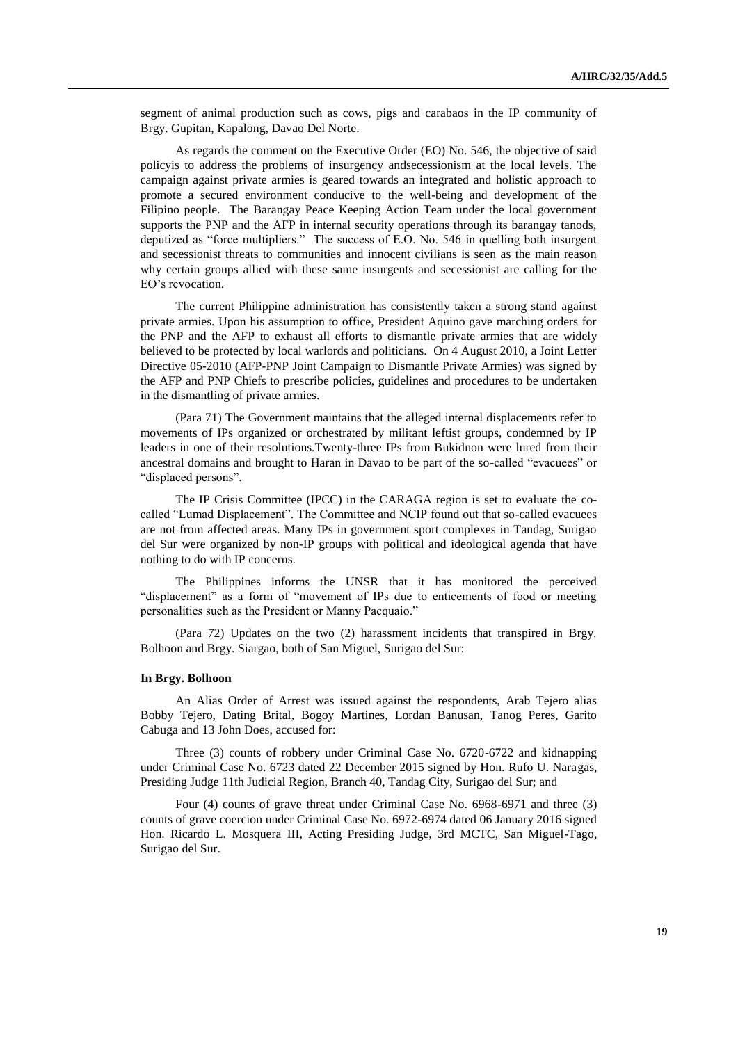segment of animal production such as cows, pigs and carabaos in the IP community of Brgy. Gupitan, Kapalong, Davao Del Norte.

As regards the comment on the Executive Order (EO) No. 546, the objective of said policyis to address the problems of insurgency andsecessionism at the local levels. The campaign against private armies is geared towards an integrated and holistic approach to promote a secured environment conducive to the well-being and development of the Filipino people. The Barangay Peace Keeping Action Team under the local government supports the PNP and the AFP in internal security operations through its barangay tanods, deputized as "force multipliers." The success of E.O. No. 546 in quelling both insurgent and secessionist threats to communities and innocent civilians is seen as the main reason why certain groups allied with these same insurgents and secessionist are calling for the EO's revocation.

The current Philippine administration has consistently taken a strong stand against private armies. Upon his assumption to office, President Aquino gave marching orders for the PNP and the AFP to exhaust all efforts to dismantle private armies that are widely believed to be protected by local warlords and politicians. On 4 August 2010, a Joint Letter Directive 05-2010 (AFP-PNP Joint Campaign to Dismantle Private Armies) was signed by the AFP and PNP Chiefs to prescribe policies, guidelines and procedures to be undertaken in the dismantling of private armies.

(Para 71) The Government maintains that the alleged internal displacements refer to movements of IPs organized or orchestrated by militant leftist groups, condemned by IP leaders in one of their resolutions.Twenty-three IPs from Bukidnon were lured from their ancestral domains and brought to Haran in Davao to be part of the so-called "evacuees" or "displaced persons".

The IP Crisis Committee (IPCC) in the CARAGA region is set to evaluate the co-called "Lumad Displacement". The Committee and NCIP found out that so-called evacuees are not from affected areas. Many IPs in government sport complexes in Tandag, Surigao del Sur were organized by non-IP groups with political and ideological agenda that have nothing to do with IP concerns.

The Philippines informs the UNSR that it has monitored the perceived "displacement" as a form of "movement of IPs due to enticements of food or meeting personalities such as the President or Manny Pacquaio."

(Para 72) Updates on the two (2) harassment incidents that transpired in Brgy. Bolhoon and Brgy. Siargao, both of San Miguel, Surigao del Sur:

**In Brgy. Bolhoon**

An Alias Order of Arrest was issued against the respondents, Arab Tejero alias Bobby Tejero, Dating Brital, Bogoy Martines, Lordan Banusan, Tanog Peres, Garito Cabuga and 13 John Does, accused for:

Three (3) counts of robbery under Criminal Case No. 6720-6722 and kidnapping under Criminal Case No. 6723 dated 22 December 2015 signed by Hon. Rufo U. Naragas, Presiding Judge 11th Judicial Region, Branch 40, Tandag City, Surigao del Sur; and

Four (4) counts of grave threat under Criminal Case No. 6968-6971 and three (3) counts of grave coercion under Criminal Case No. 6972-6974 dated 06 January 2016 signed Hon. Ricardo L. Mosquera III, Acting Presiding Judge, 3rd MCTC, San Miguel-Tago, Surigao del Sur.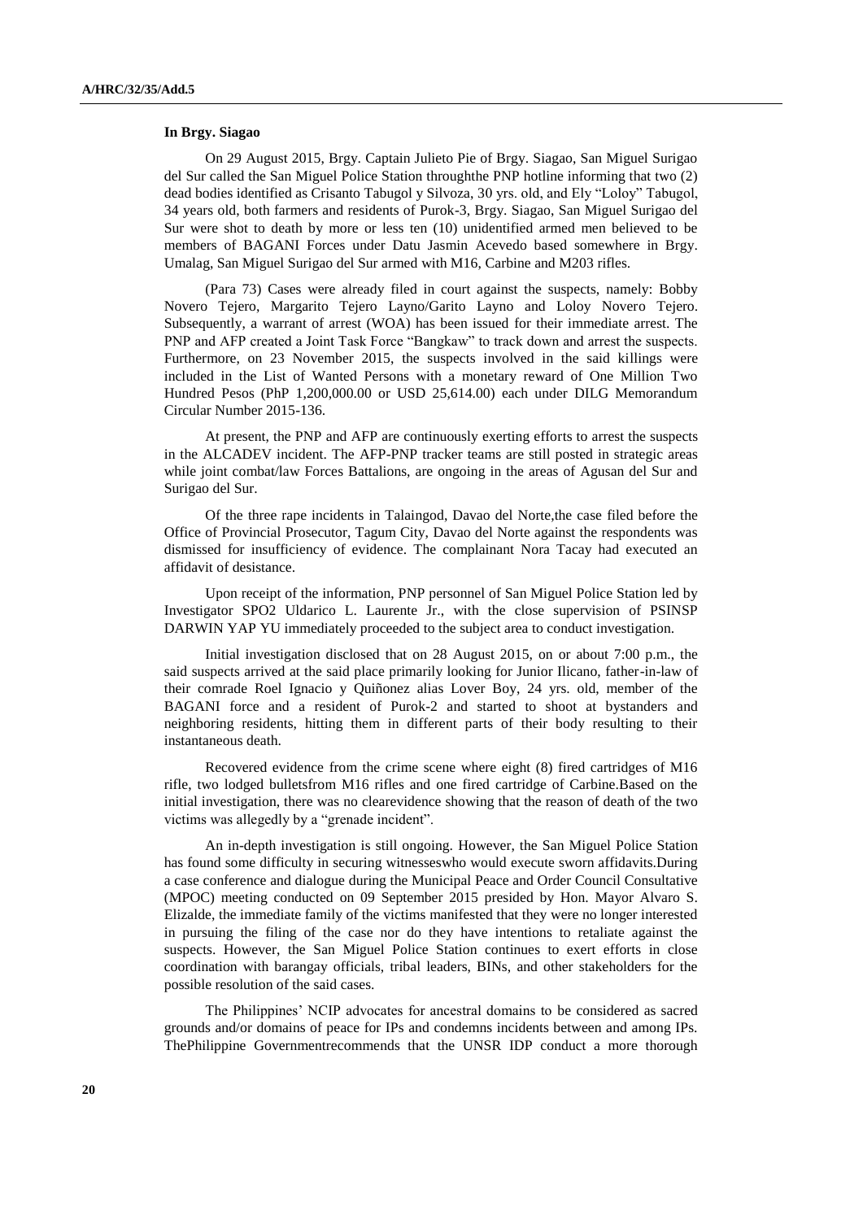**In Brgy. Siagao**

On 29 August 2015, Brgy. Captain Julieto Pie of Brgy. Siagao, San Miguel Surigao del Sur called the San Miguel Police Station throughthe PNP hotline informing that two (2) dead bodies identified as Crisanto Tabugol y Silvoza, 30 yrs. old, and Ely "Loloy" Tabugol, 34 years old, both farmers and residents of Purok-3, Brgy. Siagao, San Miguel Surigao del Sur were shot to death by more or less ten (10) unidentified armed men believed to be members of BAGANI Forces under Datu Jasmin Acevedo based somewhere in Brgy. Umalag, San Miguel Surigao del Sur armed with M16, Carbine and M203 rifles.

(Para 73) Cases were already filed in court against the suspects, namely: Bobby Novero Tejero, Margarito Tejero Layno/Garito Layno and Loloy Novero Tejero. Subsequently, a warrant of arrest (WOA) has been issued for their immediate arrest. The PNP and AFP created a Joint Task Force "Bangkaw" to track down and arrest the suspects. Furthermore, on 23 November 2015, the suspects involved in the said killings were included in the List of Wanted Persons with a monetary reward of One Million Two Hundred Pesos (PhP 1,200,000.00 or USD 25,614.00) each under DILG Memorandum Circular Number 2015-136.

At present, the PNP and AFP are continuously exerting efforts to arrest the suspects in the ALCADEV incident. The AFP-PNP tracker teams are still posted in strategic areas while joint combat/law Forces Battalions, are ongoing in the areas of Agusan del Sur and Surigao del Sur.

Of the three rape incidents in Talaingod, Davao del Norte,the case filed before the Office of Provincial Prosecutor, Tagum City, Davao del Norte against the respondents was dismissed for insufficiency of evidence. The complainant Nora Tacay had executed an affidavit of desistance.

Upon receipt of the information, PNP personnel of San Miguel Police Station led by Investigator SPO2 Uldarico L. Laurente Jr., with the close supervision of PSINSP DARWIN YAP YU immediately proceeded to the subject area to conduct investigation.

Initial investigation disclosed that on 28 August 2015, on or about 7:00 p.m., the said suspects arrived at the said place primarily looking for Junior Ilicano, father-in-law of their comrade Roel Ignacio y Quiñonez alias Lover Boy, 24 yrs. old, member of the BAGANI force and a resident of Purok-2 and started to shoot at bystanders and neighboring residents, hitting them in different parts of their body resulting to their instantaneous death.

Recovered evidence from the crime scene where eight (8) fired cartridges of M16 rifle, two lodged bulletsfrom M16 rifles and one fired cartridge of Carbine.Based on the initial investigation, there was no clearevidence showing that the reason of death of the two victims was allegedly by a "grenade incident".

An in-depth investigation is still ongoing. However, the San Miguel Police Station has found some difficulty in securing witnesseswho would execute sworn affidavits.During a case conference and dialogue during the Municipal Peace and Order Council Consultative (MPOC) meeting conducted on 09 September 2015 presided by Hon. Mayor Alvaro S. Elizalde, the immediate family of the victims manifested that they were no longer interested in pursuing the filing of the case nor do they have intentions to retaliate against the suspects. However, the San Miguel Police Station continues to exert efforts in close coordination with barangay officials, tribal leaders, BINs, and other stakeholders for the possible resolution of the said cases.

The Philippines' NCIP advocates for ancestral domains to be considered as sacred grounds and/or domains of peace for IPs and condemns incidents between and among IPs. ThePhilippine Governmentrecommends that the UNSR IDP conduct a more thorough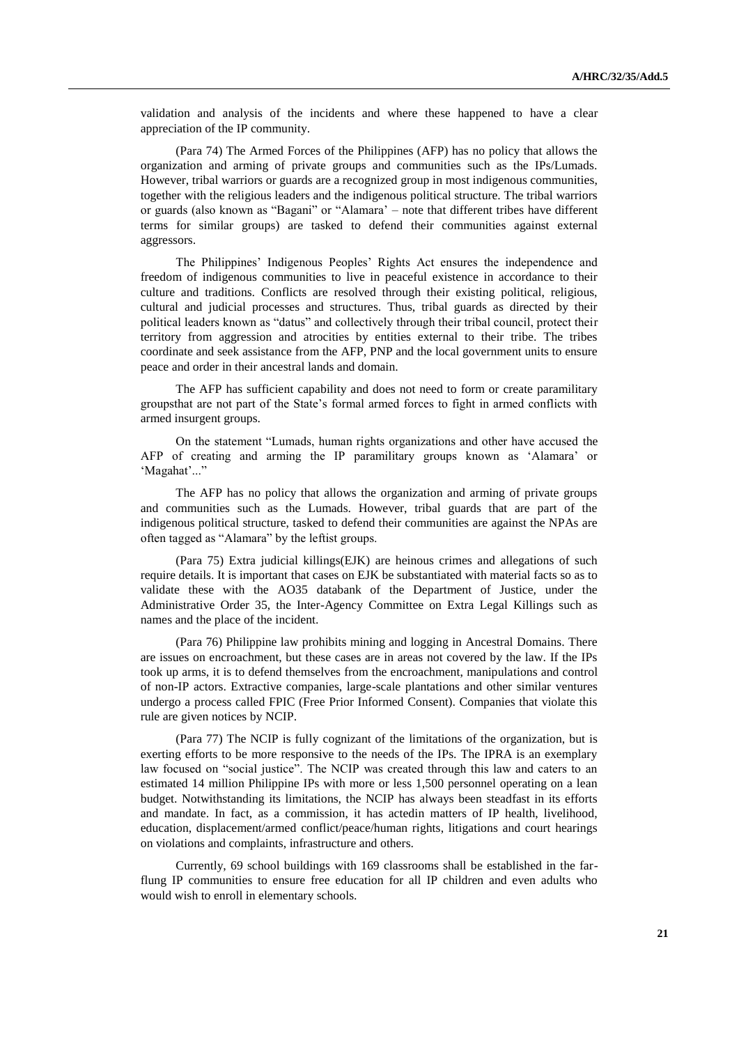validation and analysis of the incidents and where these happened to have a clear appreciation of the IP community.

(Para 74) The Armed Forces of the Philippines (AFP) has no policy that allows the organization and arming of private groups and communities such as the IPs/Lumads. However, tribal warriors or guards are a recognized group in most indigenous communities, together with the religious leaders and the indigenous political structure. The tribal warriors or guards (also known as "Bagani" or "Alamara' – note that different tribes have different terms for similar groups) are tasked to defend their communities against external aggressors.

The Philippines' Indigenous Peoples' Rights Act ensures the independence and freedom of indigenous communities to live in peaceful existence in accordance to their culture and traditions. Conflicts are resolved through their existing political, religious, cultural and judicial processes and structures. Thus, tribal guards as directed by their political leaders known as "datus" and collectively through their tribal council, protect their territory from aggression and atrocities by entities external to their tribe. The tribes coordinate and seek assistance from the AFP, PNP and the local government units to ensure peace and order in their ancestral lands and domain.

The AFP has sufficient capability and does not need to form or create paramilitary groupsthat are not part of the State's formal armed forces to fight in armed conflicts with armed insurgent groups.

On the statement "Lumads, human rights organizations and other have accused the AFP of creating and arming the IP paramilitary groups known as 'Alamara' or 'Magahat'..."

The AFP has no policy that allows the organization and arming of private groups and communities such as the Lumads. However, tribal guards that are part of the indigenous political structure, tasked to defend their communities are against the NPAs are often tagged as "Alamara" by the leftist groups.

(Para 75) Extra judicial killings(EJK) are heinous crimes and allegations of such require details. It is important that cases on EJK be substantiated with material facts so as to validate these with the AO35 databank of the Department of Justice, under the Administrative Order 35, the Inter-Agency Committee on Extra Legal Killings such as names and the place of the incident.

(Para 76) Philippine law prohibits mining and logging in Ancestral Domains. There are issues on encroachment, but these cases are in areas not covered by the law. If the IPs took up arms, it is to defend themselves from the encroachment, manipulations and control of non-IP actors. Extractive companies, large-scale plantations and other similar ventures undergo a process called FPIC (Free Prior Informed Consent). Companies that violate this rule are given notices by NCIP.

(Para 77) The NCIP is fully cognizant of the limitations of the organization, but is exerting efforts to be more responsive to the needs of the IPs. The IPRA is an exemplary law focused on "social justice". The NCIP was created through this law and caters to an estimated 14 million Philippine IPs with more or less 1,500 personnel operating on a lean budget. Notwithstanding its limitations, the NCIP has always been steadfast in its efforts and mandate. In fact, as a commission, it has actedin matters of IP health, livelihood, education, displacement/armed conflict/peace/human rights, litigations and court hearings on violations and complaints, infrastructure and others.

Currently, 69 school buildings with 169 classrooms shall be established in the far-flung IP communities to ensure free education for all IP children and even adults who would wish to enroll in elementary schools.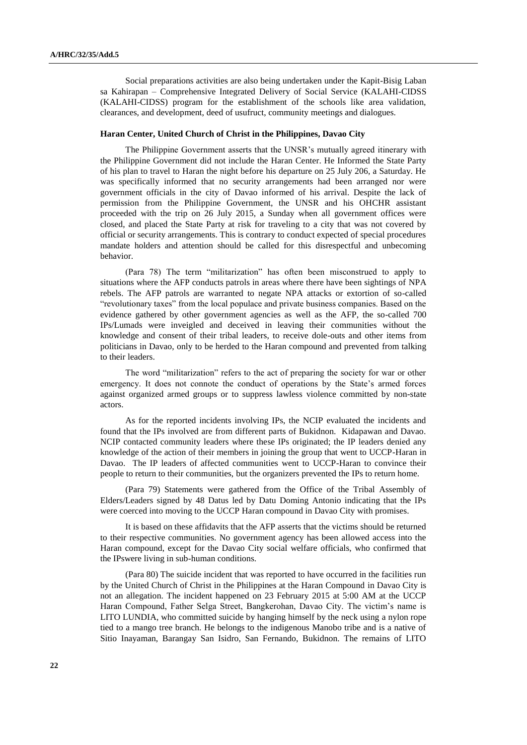Social preparations activities are also being undertaken under the Kapit-Bisig Laban sa Kahirapan – Comprehensive Integrated Delivery of Social Service (KALAHI-CIDSS (KALAHI-CIDSS) program for the establishment of the schools like area validation, clearances, and development, deed of usufruct, community meetings and dialogues.

### Haran Center, United Church of Christ in the Philippines, Davao City

The Philippine Government asserts that the UNSR's mutually agreed itinerary with the Philippine Government did not include the Haran Center. He Informed the State Party of his plan to travel to Haran the night before his departure on 25 July 206, a Saturday. He was specifically informed that no security arrangements had been arranged nor were government officials in the city of Davao informed of his arrival. Despite the lack of permission from the Philippine Government, the UNSR and his OHCHR assistant proceeded with the trip on 26 July 2015, a Sunday when all government offices were closed, and placed the State Party at risk for traveling to a city that was not covered by official or security arrangements. This is contrary to conduct expected of special procedures mandate holders and attention should be called for this disrespectful and unbecoming behavior.

(Para 78) The term "militarization" has often been misconstrued to apply to situations where the AFP conducts patrols in areas where there have been sightings of NPA rebels. The AFP patrols are warranted to negate NPA attacks or extortion of so-called "revolutionary taxes" from the local populace and private business companies. Based on the evidence gathered by other government agencies as well as the AFP, the so-called 700 IPs/Lumads were inveigled and deceived in leaving their communities without the knowledge and consent of their tribal leaders, to receive dole-outs and other items from politicians in Davao, only to be herded to the Haran compound and prevented from talking to their leaders.

The word "militarization" refers to the act of preparing the society for war or other emergency. It does not connote the conduct of operations by the State's armed forces against organized armed groups or to suppress lawless violence committed by non-state actors.

As for the reported incidents involving IPs, the NCIP evaluated the incidents and found that the IPs involved are from different parts of Bukidnon. Kidapawan and Davao. NCIP contacted community leaders where these IPs originated; the IP leaders denied any knowledge of the action of their members in joining the group that went to UCCP-Haran in Davao. The IP leaders of affected communities went to UCCP-Haran to convince their people to return to their communities, but the organizers prevented the IPs to return home.

(Para 79) Statements were gathered from the Office of the Tribal Assembly of Elders/Leaders signed by 48 Datus led by Datu Doming Antonio indicating that the IPs were coerced into moving to the UCCP Haran compound in Davao City with promises.

It is based on these affidavits that the AFP asserts that the victims should be returned to their respective communities. No government agency has been allowed access into the Haran compound, except for the Davao City social welfare officials, who confirmed that the IPswere living in sub-human conditions.

(Para 80) The suicide incident that was reported to have occurred in the facilities run by the United Church of Christ in the Philippines at the Haran Compound in Davao City is not an allegation. The incident happened on 23 February 2015 at 5:00 AM at the UCCP Haran Compound, Father Selga Street, Bangkerohan, Davao City. The victim's name is LITO LUNDIA, who committed suicide by hanging himself by the neck using a nylon rope tied to a mango tree branch. He belongs to the indigenous Manobo tribe and is a native of Sitio Inayaman, Barangay San Isidro, San Fernando, Bukidnon. The remains of LITO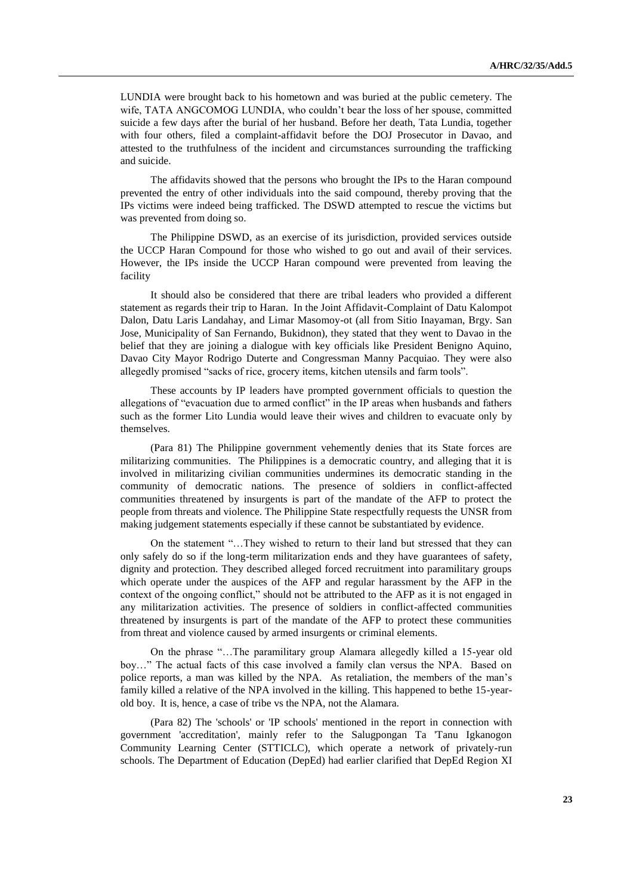LUNDIA were brought back to his hometown and was buried at the public cemetery. The wife, TATA ANGCOMOG LUNDIA, who couldn't bear the loss of her spouse, committed suicide a few days after the burial of her husband. Before her death, Tata Lundia, together with four others, filed a complaint-affidavit before the DOJ Prosecutor in Davao, and attested to the truthfulness of the incident and circumstances surrounding the trafficking and suicide.

The affidavits showed that the persons who brought the IPs to the Haran compound prevented the entry of other individuals into the said compound, thereby proving that the IPs victims were indeed being trafficked. The DSWD attempted to rescue the victims but was prevented from doing so.

The Philippine DSWD, as an exercise of its jurisdiction, provided services outside the UCCP Haran Compound for those who wished to go out and avail of their services. However, the IPs inside the UCCP Haran compound were prevented from leaving the facility

It should also be considered that there are tribal leaders who provided a different statement as regards their trip to Haran. In the Joint Affidavit-Complaint of Datu Kalompot Dalon, Datu Laris Landahay, and Limar Masomoy-ot (all from Sitio Inayaman, Brgy. San Jose, Municipality of San Fernando, Bukidnon), they stated that they went to Davao in the belief that they are joining a dialogue with key officials like President Benigno Aquino, Davao City Mayor Rodrigo Duterte and Congressman Manny Pacquiao. They were also allegedly promised "sacks of rice, grocery items, kitchen utensils and farm tools".

These accounts by IP leaders have prompted government officials to question the allegations of "evacuation due to armed conflict" in the IP areas when husbands and fathers such as the former Lito Lundia would leave their wives and children to evacuate only by themselves.

(Para 81) The Philippine government vehemently denies that its State forces are militarizing communities. The Philippines is a democratic country, and alleging that it is involved in militarizing civilian communities undermines its democratic standing in the community of democratic nations. The presence of soldiers in conflict-affected communities threatened by insurgents is part of the mandate of the AFP to protect the people from threats and violence. The Philippine State respectfully requests the UNSR from making judgement statements especially if these cannot be substantiated by evidence.

On the statement "…They wished to return to their land but stressed that they can only safely do so if the long-term militarization ends and they have guarantees of safety, dignity and protection. They described alleged forced recruitment into paramilitary groups which operate under the auspices of the AFP and regular harassment by the AFP in the context of the ongoing conflict," should not be attributed to the AFP as it is not engaged in any militarization activities. The presence of soldiers in conflict-affected communities threatened by insurgents is part of the mandate of the AFP to protect these communities from threat and violence caused by armed insurgents or criminal elements.

On the phrase "…The paramilitary group Alamara allegedly killed a 15-year old boy…" The actual facts of this case involved a family clan versus the NPA. Based on police reports, a man was killed by the NPA. As retaliation, the members of the man's family killed a relative of the NPA involved in the killing. This happened to bethe 15-year-old boy. It is, hence, a case of tribe vs the NPA, not the Alamara.

(Para 82) The 'schools' or 'IP schools' mentioned in the report in connection with government 'accreditation', mainly refer to the Salugpongan Ta 'Tanu Igkanogon Community Learning Center (STTICLC), which operate a network of privately-run schools. The Department of Education (DepEd) had earlier clarified that DepEd Region XI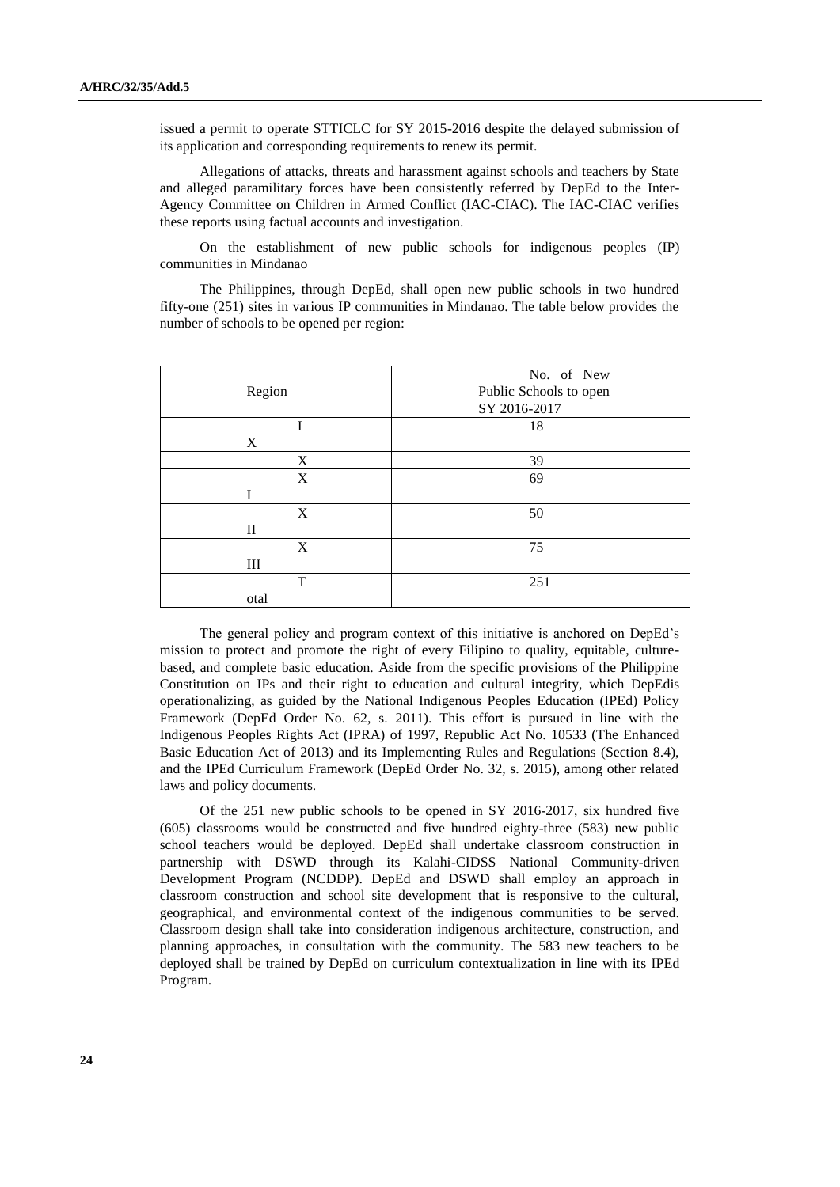issued a permit to operate STTICLC for SY 2015-2016 despite the delayed submission of its application and corresponding requirements to renew its permit.

Allegations of attacks, threats and harassment against schools and teachers by State and alleged paramilitary forces have been consistently referred by DepEd to the Inter-Agency Committee on Children in Armed Conflict (IAC-CIAC). The IAC-CIAC verifies these reports using factual accounts and investigation.

On the establishment of new public schools for indigenous peoples (IP) communities in Mindanao

The Philippines, through DepEd, shall open new public schools in two hundred fifty-one (251) sites in various IP communities in Mindanao. The table below provides the number of schools to be opened per region:

| Region | No. of New Public Schools to open SY 2016-2017 |
| --- | --- |
| IX | 18 |
| X | 39 |
| XI | 69 |
| XII | 50 |
| XIII | 75 |
| Total | 251 |

The general policy and program context of this initiative is anchored on DepEd's mission to protect and promote the right of every Filipino to quality, equitable, culture-based, and complete basic education. Aside from the specific provisions of the Philippine Constitution on IPs and their right to education and cultural integrity, which DepEdis operationalizing, as guided by the National Indigenous Peoples Education (IPEd) Policy Framework (DepEd Order No. 62, s. 2011). This effort is pursued in line with the Indigenous Peoples Rights Act (IPRA) of 1997, Republic Act No. 10533 (The Enhanced Basic Education Act of 2013) and its Implementing Rules and Regulations (Section 8.4), and the IPEd Curriculum Framework (DepEd Order No. 32, s. 2015), among other related laws and policy documents.

Of the 251 new public schools to be opened in SY 2016-2017, six hundred five (605) classrooms would be constructed and five hundred eighty-three (583) new public school teachers would be deployed. DepEd shall undertake classroom construction in partnership with DSWD through its Kalahi-CIDSS National Community-driven Development Program (NCDDP). DepEd and DSWD shall employ an approach in classroom construction and school site development that is responsive to the cultural, geographical, and environmental context of the indigenous communities to be served. Classroom design shall take into consideration indigenous architecture, construction, and planning approaches, in consultation with the community. The 583 new teachers to be deployed shall be trained by DepEd on curriculum contextualization in line with its IPEd Program.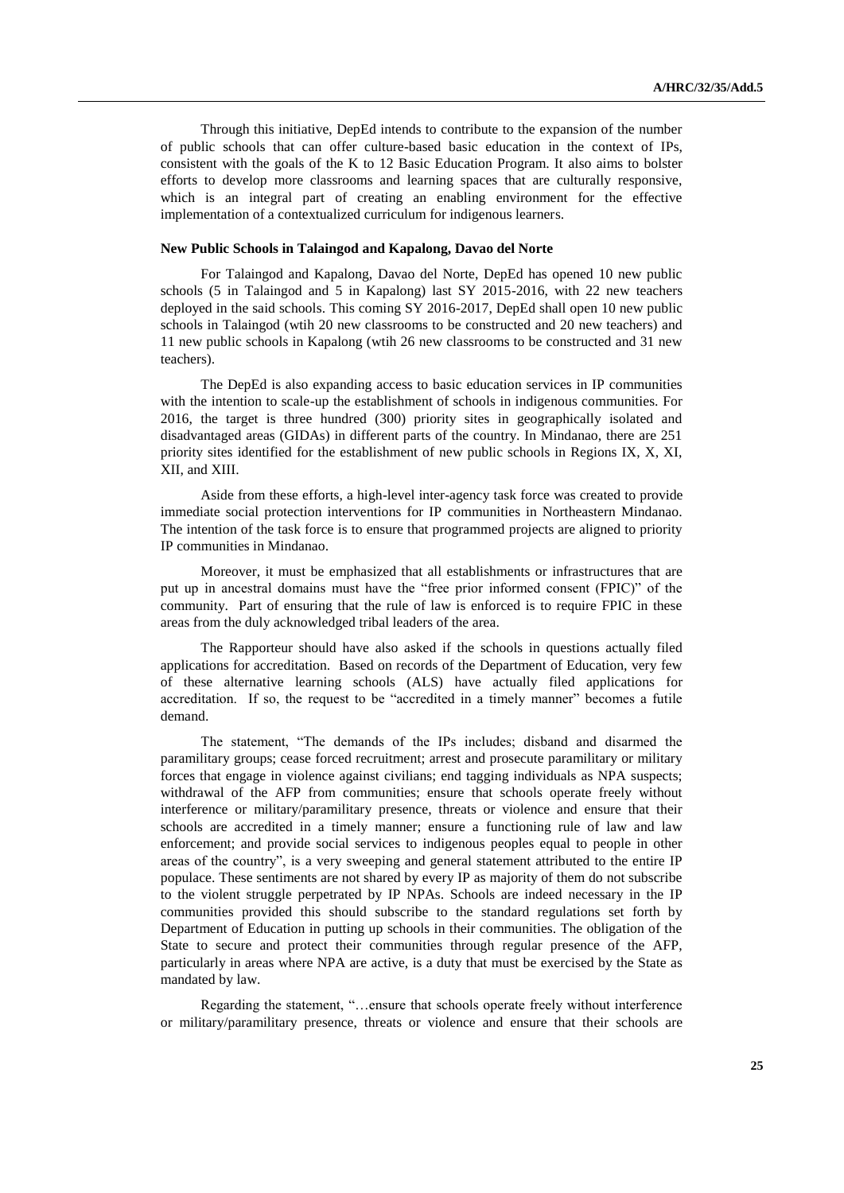Through this initiative, DepEd intends to contribute to the expansion of the number of public schools that can offer culture-based basic education in the context of IPs, consistent with the goals of the K to 12 Basic Education Program. It also aims to bolster efforts to develop more classrooms and learning spaces that are culturally responsive, which is an integral part of creating an enabling environment for the effective implementation of a contextualized curriculum for indigenous learners.

**New Public Schools in Talaingod and Kapalong, Davao del Norte**

For Talaingod and Kapalong, Davao del Norte, DepEd has opened 10 new public schools (5 in Talaingod and 5 in Kapalong) last SY 2015-2016, with 22 new teachers deployed in the said schools. This coming SY 2016-2017, DepEd shall open 10 new public schools in Talaingod (wtih 20 new classrooms to be constructed and 20 new teachers) and 11 new public schools in Kapalong (wtih 26 new classrooms to be constructed and 31 new teachers).

The DepEd is also expanding access to basic education services in IP communities with the intention to scale-up the establishment of schools in indigenous communities. For 2016, the target is three hundred (300) priority sites in geographically isolated and disadvantaged areas (GIDAs) in different parts of the country. In Mindanao, there are 251 priority sites identified for the establishment of new public schools in Regions IX, X, XI, XII, and XIII.

Aside from these efforts, a high-level inter-agency task force was created to provide immediate social protection interventions for IP communities in Northeastern Mindanao. The intention of the task force is to ensure that programmed projects are aligned to priority IP communities in Mindanao.

Moreover, it must be emphasized that all establishments or infrastructures that are put up in ancestral domains must have the "free prior informed consent (FPIC)" of the community. Part of ensuring that the rule of law is enforced is to require FPIC in these areas from the duly acknowledged tribal leaders of the area.

The Rapporteur should have also asked if the schools in questions actually filed applications for accreditation. Based on records of the Department of Education, very few of these alternative learning schools (ALS) have actually filed applications for accreditation. If so, the request to be "accredited in a timely manner" becomes a futile demand.

The statement, "The demands of the IPs includes; disband and disarmed the paramilitary groups; cease forced recruitment; arrest and prosecute paramilitary or military forces that engage in violence against civilians; end tagging individuals as NPA suspects; withdrawal of the AFP from communities; ensure that schools operate freely without interference or military/paramilitary presence, threats or violence and ensure that their schools are accredited in a timely manner; ensure a functioning rule of law and law enforcement; and provide social services to indigenous peoples equal to people in other areas of the country", is a very sweeping and general statement attributed to the entire IP populace. These sentiments are not shared by every IP as majority of them do not subscribe to the violent struggle perpetrated by IP NPAs. Schools are indeed necessary in the IP communities provided this should subscribe to the standard regulations set forth by Department of Education in putting up schools in their communities. The obligation of the State to secure and protect their communities through regular presence of the AFP, particularly in areas where NPA are active, is a duty that must be exercised by the State as mandated by law.

Regarding the statement, "…ensure that schools operate freely without interference or military/paramilitary presence, threats or violence and ensure that their schools are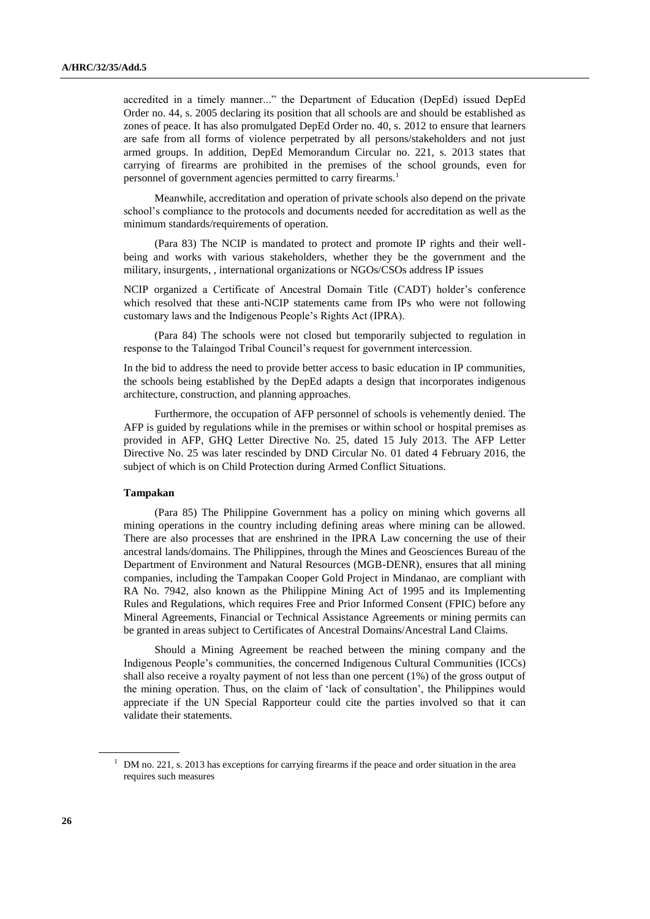accredited in a timely manner..." the Department of Education (DepEd) issued DepEd Order no. 44, s. 2005 declaring its position that all schools are and should be established as zones of peace. It has also promulgated DepEd Order no. 40, s. 2012 to ensure that learners are safe from all forms of violence perpetrated by all persons/stakeholders and not just armed groups. In addition, DepEd Memorandum Circular no. 221, s. 2013 states that carrying of firearms are prohibited in the premises of the school grounds, even for personnel of government agencies permitted to carry firearms.[1]

Meanwhile, accreditation and operation of private schools also depend on the private school's compliance to the protocols and documents needed for accreditation as well as the minimum standards/requirements of operation.

(Para 83) The NCIP is mandated to protect and promote IP rights and their well-being and works with various stakeholders, whether they be the government and the military, insurgents, , international organizations or NGOs/CSOs address IP issues

NCIP organized a Certificate of Ancestral Domain Title (CADT) holder's conference which resolved that these anti-NCIP statements came from IPs who were not following customary laws and the Indigenous People's Rights Act (IPRA).

(Para 84) The schools were not closed but temporarily subjected to regulation in response to the Talaingod Tribal Council's request for government intercession.

In the bid to address the need to provide better access to basic education in IP communities, the schools being established by the DepEd adapts a design that incorporates indigenous architecture, construction, and planning approaches.

Furthermore, the occupation of AFP personnel of schools is vehemently denied. The AFP is guided by regulations while in the premises or within school or hospital premises as provided in AFP, GHQ Letter Directive No. 25, dated 15 July 2013. The AFP Letter Directive No. 25 was later rescinded by DND Circular No. 01 dated 4 February 2016, the subject of which is on Child Protection during Armed Conflict Situations.

**Tampakan**

(Para 85) The Philippine Government has a policy on mining which governs all mining operations in the country including defining areas where mining can be allowed. There are also processes that are enshrined in the IPRA Law concerning the use of their ancestral lands/domains. The Philippines, through the Mines and Geosciences Bureau of the Department of Environment and Natural Resources (MGB-DENR), ensures that all mining companies, including the Tampakan Cooper Gold Project in Mindanao, are compliant with RA No. 7942, also known as the Philippine Mining Act of 1995 and its Implementing Rules and Regulations, which requires Free and Prior Informed Consent (FPIC) before any Mineral Agreements, Financial or Technical Assistance Agreements or mining permits can be granted in areas subject to Certificates of Ancestral Domains/Ancestral Land Claims.

Should a Mining Agreement be reached between the mining company and the Indigenous People's communities, the concerned Indigenous Cultural Communities (ICCs) shall also receive a royalty payment of not less than one percent (1%) of the gross output of the mining operation. Thus, on the claim of 'lack of consultation', the Philippines would appreciate if the UN Special Rapporteur could cite the parties involved so that it can validate their statements.

[1] DM no. 221, s. 2013 has exceptions for carrying firearms if the peace and order situation in the area requires such measures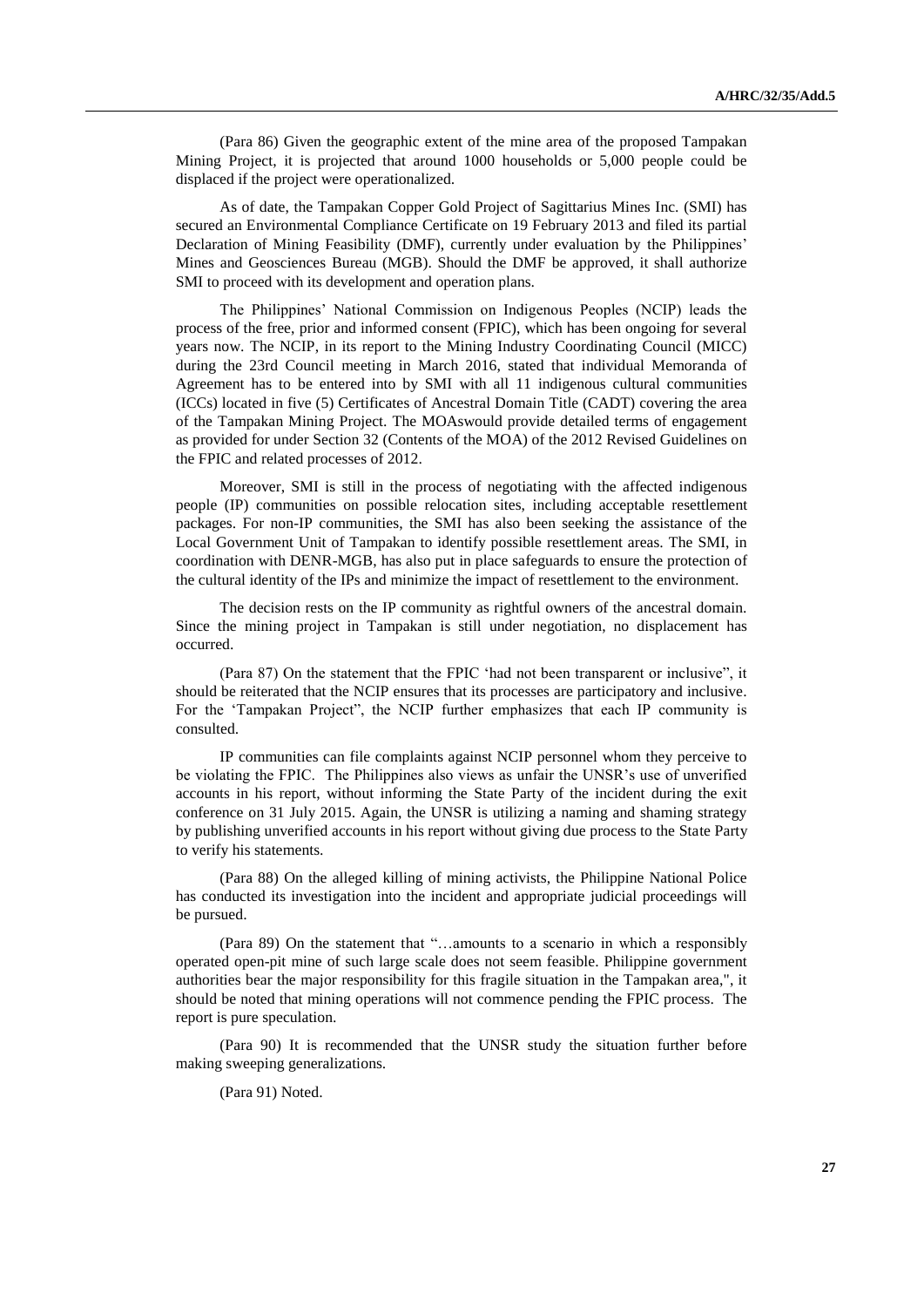(Para 86) Given the geographic extent of the mine area of the proposed Tampakan Mining Project, it is projected that around 1000 households or 5,000 people could be displaced if the project were operationalized.

As of date, the Tampakan Copper Gold Project of Sagittarius Mines Inc. (SMI) has secured an Environmental Compliance Certificate on 19 February 2013 and filed its partial Declaration of Mining Feasibility (DMF), currently under evaluation by the Philippines' Mines and Geosciences Bureau (MGB). Should the DMF be approved, it shall authorize SMI to proceed with its development and operation plans.

The Philippines' National Commission on Indigenous Peoples (NCIP) leads the process of the free, prior and informed consent (FPIC), which has been ongoing for several years now. The NCIP, in its report to the Mining Industry Coordinating Council (MICC) during the 23rd Council meeting in March 2016, stated that individual Memoranda of Agreement has to be entered into by SMI with all 11 indigenous cultural communities (ICCs) located in five (5) Certificates of Ancestral Domain Title (CADT) covering the area of the Tampakan Mining Project. The MOAswould provide detailed terms of engagement as provided for under Section 32 (Contents of the MOA) of the 2012 Revised Guidelines on the FPIC and related processes of 2012.

Moreover, SMI is still in the process of negotiating with the affected indigenous people (IP) communities on possible relocation sites, including acceptable resettlement packages. For non-IP communities, the SMI has also been seeking the assistance of the Local Government Unit of Tampakan to identify possible resettlement areas. The SMI, in coordination with DENR-MGB, has also put in place safeguards to ensure the protection of the cultural identity of the IPs and minimize the impact of resettlement to the environment.

The decision rests on the IP community as rightful owners of the ancestral domain. Since the mining project in Tampakan is still under negotiation, no displacement has occurred.

(Para 87) On the statement that the FPIC 'had not been transparent or inclusive", it should be reiterated that the NCIP ensures that its processes are participatory and inclusive. For the 'Tampakan Project", the NCIP further emphasizes that each IP community is consulted.

IP communities can file complaints against NCIP personnel whom they perceive to be violating the FPIC. The Philippines also views as unfair the UNSR's use of unverified accounts in his report, without informing the State Party of the incident during the exit conference on 31 July 2015. Again, the UNSR is utilizing a naming and shaming strategy by publishing unverified accounts in his report without giving due process to the State Party to verify his statements.

(Para 88) On the alleged killing of mining activists, the Philippine National Police has conducted its investigation into the incident and appropriate judicial proceedings will be pursued.

(Para 89) On the statement that "…amounts to a scenario in which a responsibly operated open-pit mine of such large scale does not seem feasible. Philippine government authorities bear the major responsibility for this fragile situation in the Tampakan area,", it should be noted that mining operations will not commence pending the FPIC process. The report is pure speculation.

(Para 90) It is recommended that the UNSR study the situation further before making sweeping generalizations.

(Para 91) Noted.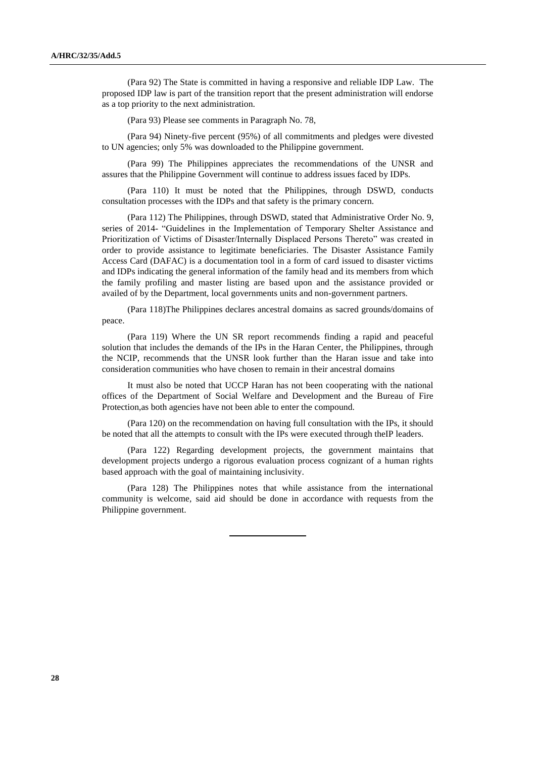(Para 92) The State is committed in having a responsive and reliable IDP Law. The proposed IDP law is part of the transition report that the present administration will endorse as a top priority to the next administration.

(Para 93) Please see comments in Paragraph No. 78,

(Para 94) Ninety-five percent (95%) of all commitments and pledges were divested to UN agencies; only 5% was downloaded to the Philippine government.

(Para 99) The Philippines appreciates the recommendations of the UNSR and assures that the Philippine Government will continue to address issues faced by IDPs.

(Para 110) It must be noted that the Philippines, through DSWD, conducts consultation processes with the IDPs and that safety is the primary concern.

(Para 112) The Philippines, through DSWD, stated that Administrative Order No. 9, series of 2014- "Guidelines in the Implementation of Temporary Shelter Assistance and Prioritization of Victims of Disaster/Internally Displaced Persons Thereto" was created in order to provide assistance to legitimate beneficiaries. The Disaster Assistance Family Access Card (DAFAC) is a documentation tool in a form of card issued to disaster victims and IDPs indicating the general information of the family head and its members from which the family profiling and master listing are based upon and the assistance provided or availed of by the Department, local governments units and non-government partners.

(Para 118)The Philippines declares ancestral domains as sacred grounds/domains of peace.

(Para 119) Where the UN SR report recommends finding a rapid and peaceful solution that includes the demands of the IPs in the Haran Center, the Philippines, through the NCIP, recommends that the UNSR look further than the Haran issue and take into consideration communities who have chosen to remain in their ancestral domains

It must also be noted that UCCP Haran has not been cooperating with the national offices of the Department of Social Welfare and Development and the Bureau of Fire Protection,as both agencies have not been able to enter the compound.

(Para 120) on the recommendation on having full consultation with the IPs, it should be noted that all the attempts to consult with the IPs were executed through theIP leaders.

(Para 122) Regarding development projects, the government maintains that development projects undergo a rigorous evaluation process cognizant of a human rights based approach with the goal of maintaining inclusivity.

(Para 128) The Philippines notes that while assistance from the international community is welcome, said aid should be done in accordance with requests from the Philippine government.